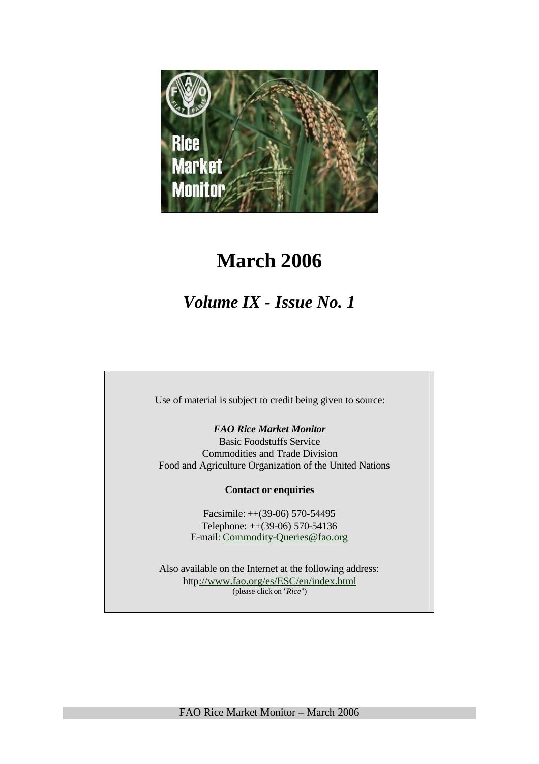# March 2006

## *Volume IX - Issue No. 1*

Use of material is subject to credit being given to source:

***FAO Rice Market Monitor***
Basic Foodstuffs Service
Commodities and Trade Division
Food and Agriculture Organization of the United Nations

**Contact or enquiries**

Facsimile: ++(39-06) 570-54495
Telephone: ++(39-06) 570-54136
E-mail: Commodity-Queries@fao.org

Also available on the Internet at the following address:
http://www.fao.org/es/ESC/en/index.html
(please click on "*Rice*")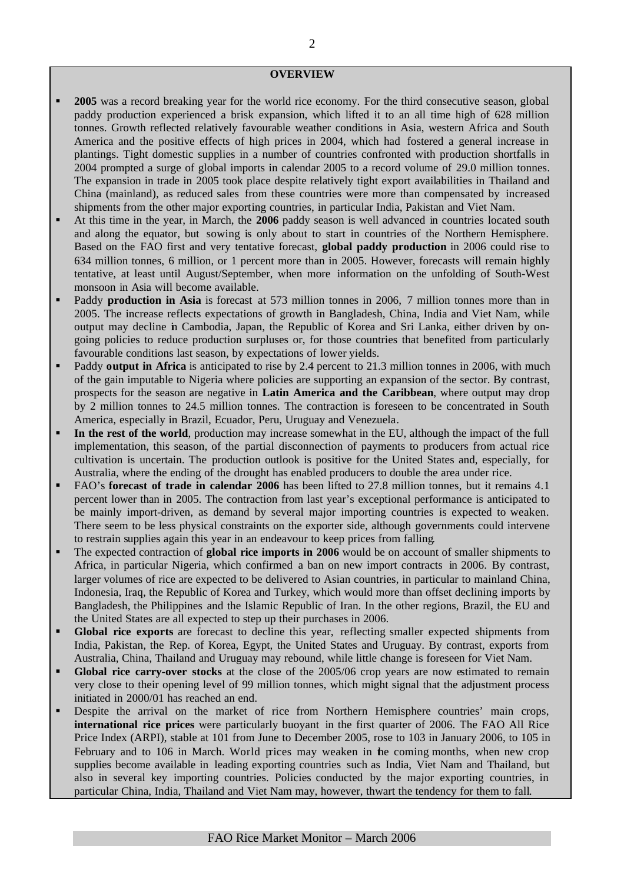## OVERVIEW

- **2005** was a record breaking year for the world rice economy. For the third consecutive season, global paddy production experienced a brisk expansion, which lifted it to an all time high of 628 million tonnes. Growth reflected relatively favourable weather conditions in Asia, western Africa and South America and the positive effects of high prices in 2004, which had fostered a general increase in plantings. Tight domestic supplies in a number of countries confronted with production shortfalls in 2004 prompted a surge of global imports in calendar 2005 to a record volume of 29.0 million tonnes. The expansion in trade in 2005 took place despite relatively tight export availabilities in Thailand and China (mainland), as reduced sales from these countries were more than compensated by increased shipments from the other major exporting countries, in particular India, Pakistan and Viet Nam.
- At this time in the year, in March, the **2006** paddy season is well advanced in countries located south and along the equator, but sowing is only about to start in countries of the Northern Hemisphere. Based on the FAO first and very tentative forecast, **global paddy production** in 2006 could rise to 634 million tonnes, 6 million, or 1 percent more than in 2005. However, forecasts will remain highly tentative, at least until August/September, when more information on the unfolding of South-West monsoon in Asia will become available.
- Paddy **production in Asia** is forecast at 573 million tonnes in 2006, 7 million tonnes more than in 2005. The increase reflects expectations of growth in Bangladesh, China, India and Viet Nam, while output may decline in Cambodia, Japan, the Republic of Korea and Sri Lanka, either driven by on-going policies to reduce production surpluses or, for those countries that benefited from particularly favourable conditions last season, by expectations of lower yields.
- Paddy **output in Africa** is anticipated to rise by 2.4 percent to 21.3 million tonnes in 2006, with much of the gain imputable to Nigeria where policies are supporting an expansion of the sector. By contrast, prospects for the season are negative in **Latin America and the Caribbean**, where output may drop by 2 million tonnes to 24.5 million tonnes. The contraction is foreseen to be concentrated in South America, especially in Brazil, Ecuador, Peru, Uruguay and Venezuela.
- **In the rest of the world**, production may increase somewhat in the EU, although the impact of the full implementation, this season, of the partial disconnection of payments to producers from actual rice cultivation is uncertain. The production outlook is positive for the United States and, especially, for Australia, where the ending of the drought has enabled producers to double the area under rice.
- FAO's **forecast of trade in calendar 2006** has been lifted to 27.8 million tonnes, but it remains 4.1 percent lower than in 2005. The contraction from last year's exceptional performance is anticipated to be mainly import-driven, as demand by several major importing countries is expected to weaken. There seem to be less physical constraints on the exporter side, although governments could intervene to restrain supplies again this year in an endeavour to keep prices from falling.
- The expected contraction of **global rice imports in 2006** would be on account of smaller shipments to Africa, in particular Nigeria, which confirmed a ban on new import contracts in 2006. By contrast, larger volumes of rice are expected to be delivered to Asian countries, in particular to mainland China, Indonesia, Iraq, the Republic of Korea and Turkey, which would more than offset declining imports by Bangladesh, the Philippines and the Islamic Republic of Iran. In the other regions, Brazil, the EU and the United States are all expected to step up their purchases in 2006.
- **Global rice exports** are forecast to decline this year, reflecting smaller expected shipments from India, Pakistan, the Rep. of Korea, Egypt, the United States and Uruguay. By contrast, exports from Australia, China, Thailand and Uruguay may rebound, while little change is foreseen for Viet Nam.
- **Global rice carry-over stocks** at the close of the 2005/06 crop years are now estimated to remain very close to their opening level of 99 million tonnes, which might signal that the adjustment process initiated in 2000/01 has reached an end.
- Despite the arrival on the market of rice from Northern Hemisphere countries' main crops, **international rice prices** were particularly buoyant in the first quarter of 2006. The FAO All Rice Price Index (ARPI), stable at 101 from June to December 2005, rose to 103 in January 2006, to 105 in February and to 106 in March. World prices may weaken in the coming months, when new crop supplies become available in leading exporting countries such as India, Viet Nam and Thailand, but also in several key importing countries. Policies conducted by the major exporting countries, in particular China, India, Thailand and Viet Nam may, however, thwart the tendency for them to fall.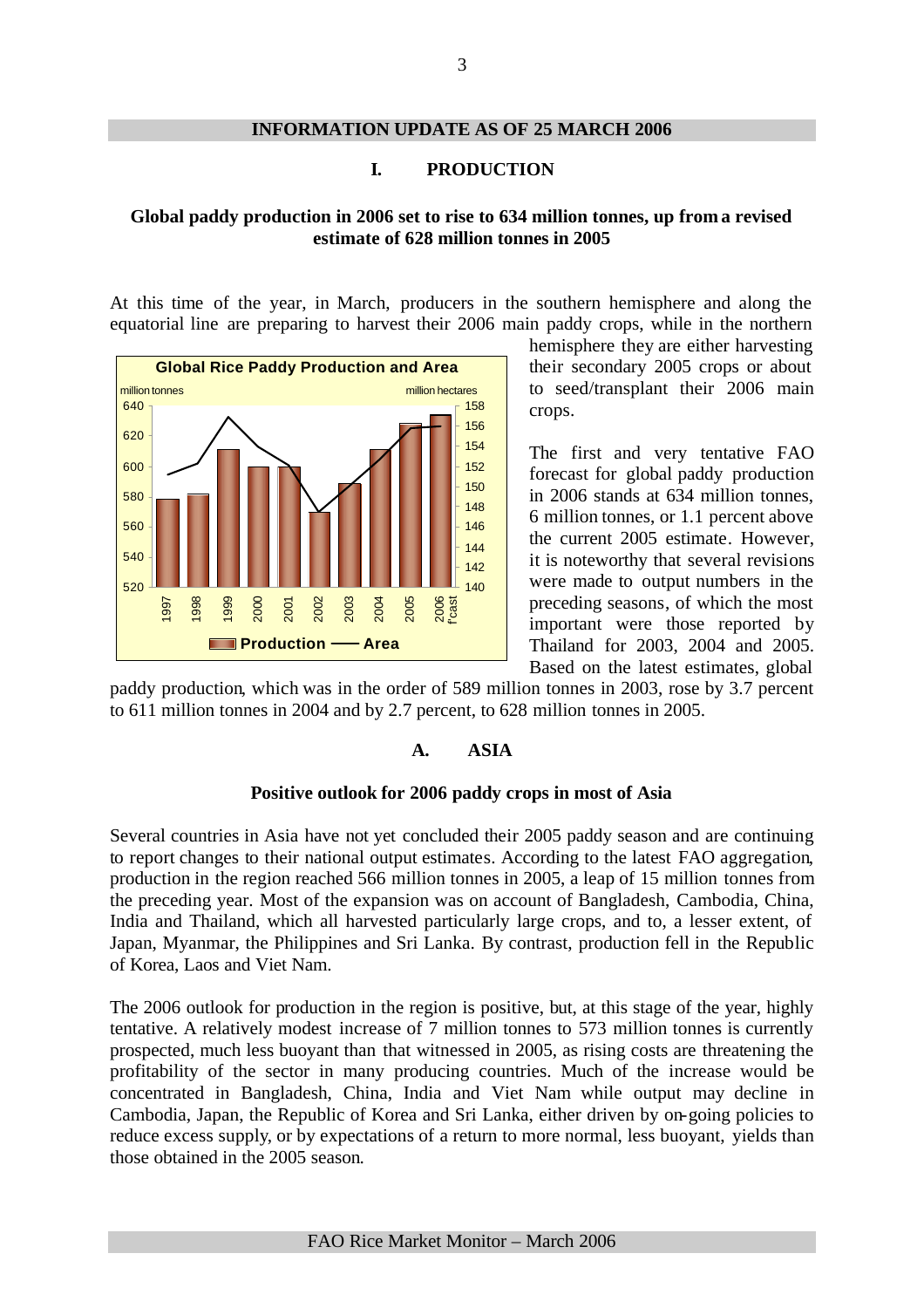## INFORMATION UPDATE AS OF 25 MARCH 2006

## I. PRODUCTION

### Global paddy production in 2006 set to rise to 634 million tonnes, up from a revised estimate of 628 million tonnes in 2005

At this time of the year, in March, producers in the southern hemisphere and along the equatorial line are preparing to harvest their 2006 main paddy crops, while in the northern hemisphere they are either harvesting their secondary 2005 crops or about to seed/transplant their 2006 main crops.

The first and very tentative FAO forecast for global paddy production in 2006 stands at 634 million tonnes, 6 million tonnes, or 1.1 percent above the current 2005 estimate. However, it is noteworthy that several revisions were made to output numbers in the preceding seasons, of which the most important were those reported by Thailand for 2003, 2004 and 2005. Based on the latest estimates, global paddy production, which was in the order of 589 million tonnes in 2003, rose by 3.7 percent to 611 million tonnes in 2004 and by 2.7 percent, to 628 million tonnes in 2005.

## A. ASIA

### Positive outlook for 2006 paddy crops in most of Asia

Several countries in Asia have not yet concluded their 2005 paddy season and are continuing to report changes to their national output estimates. According to the latest FAO aggregation, production in the region reached 566 million tonnes in 2005, a leap of 15 million tonnes from the preceding year. Most of the expansion was on account of Bangladesh, Cambodia, China, India and Thailand, which all harvested particularly large crops, and to, a lesser extent, of Japan, Myanmar, the Philippines and Sri Lanka. By contrast, production fell in the Republic of Korea, Laos and Viet Nam.

The 2006 outlook for production in the region is positive, but, at this stage of the year, highly tentative. A relatively modest increase of 7 million tonnes to 573 million tonnes is currently prospected, much less buoyant than that witnessed in 2005, as rising costs are threatening the profitability of the sector in many producing countries. Much of the increase would be concentrated in Bangladesh, China, India and Viet Nam while output may decline in Cambodia, Japan, the Republic of Korea and Sri Lanka, either driven by on-going policies to reduce excess supply, or by expectations of a return to more normal, less buoyant, yields than those obtained in the 2005 season.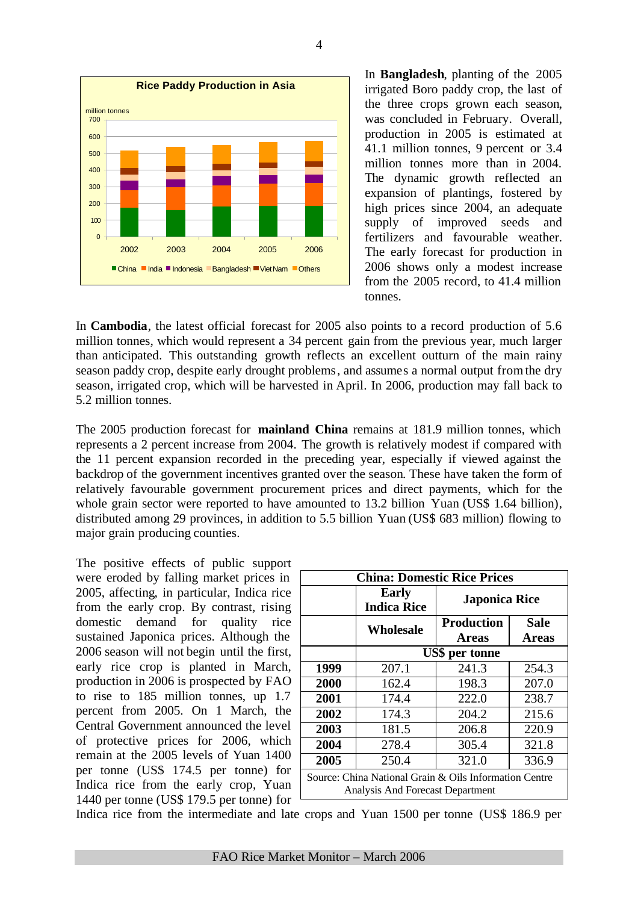In **Bangladesh**, planting of the 2005 irrigated Boro paddy crop, the last of the three crops grown each season, was concluded in February. Overall, production in 2005 is estimated at 41.1 million tonnes, 9 percent or 3.4 million tonnes more than in 2004. The dynamic growth reflected an expansion of plantings, fostered by high prices since 2004, an adequate supply of improved seeds and fertilizers and favourable weather. The early forecast for production in 2006 shows only a modest increase from the 2005 record, to 41.4 million tonnes.

In **Cambodia**, the latest official forecast for 2005 also points to a record production of 5.6 million tonnes, which would represent a 34 percent gain from the previous year, much larger than anticipated. This outstanding growth reflects an excellent outturn of the main rainy season paddy crop, despite early drought problems, and assumes a normal output from the dry season, irrigated crop, which will be harvested in April. In 2006, production may fall back to 5.2 million tonnes.

The 2005 production forecast for **mainland China** remains at 181.9 million tonnes, which represents a 2 percent increase from 2004. The growth is relatively modest if compared with the 11 percent expansion recorded in the preceding year, especially if viewed against the backdrop of the government incentives granted over the season. These have taken the form of relatively favourable government procurement prices and direct payments, which for the whole grain sector were reported to have amounted to 13.2 billion Yuan (US$ 1.64 billion), distributed among 29 provinces, in addition to 5.5 billion Yuan (US$ 683 million) flowing to major grain producing counties.

The positive effects of public support were eroded by falling market prices in 2005, affecting, in particular, Indica rice from the early crop. By contrast, rising domestic demand for quality rice sustained Japonica prices. Although the 2006 season will not begin until the first, early rice crop is planted in March, production in 2006 is prospected by FAO to rise to 185 million tonnes, up 1.7 percent from 2005. On 1 March, the Central Government announced the level of protective prices for 2006, which remain at the 2005 levels of Yuan 1400 per tonne (US$ 174.5 per tonne) for Indica rice from the early crop, Yuan 1440 per tonne (US$ 179.5 per tonne) for Indica rice from the intermediate and late crops and Yuan 1500 per tonne (US$ 186.9 per

**China: Domestic Rice Prices**

| | Early Indica Rice | Japonica Rice | |
|---|---|---|---|
| | Wholesale | Production Areas | Sale Areas |
| | US$ per tonne | | |
| **1999** | 207.1 | 241.3 | 254.3 |
| **2000** | 162.4 | 198.3 | 207.0 |
| **2001** | 174.4 | 222.0 | 238.7 |
| **2002** | 174.3 | 204.2 | 215.6 |
| **2003** | 181.5 | 206.8 | 220.9 |
| **2004** | 278.4 | 305.4 | 321.8 |
| **2005** | 250.4 | 321.0 | 336.9 |

Source: China National Grain & Oils Information Centre Analysis And Forecast Department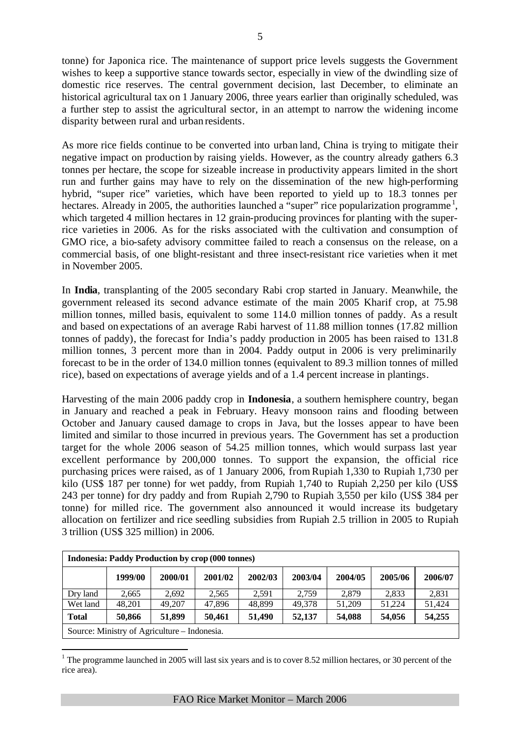tonne) for Japonica rice. The maintenance of support price levels suggests the Government wishes to keep a supportive stance towards sector, especially in view of the dwindling size of domestic rice reserves. The central government decision, last December, to eliminate an historical agricultural tax on 1 January 2006, three years earlier than originally scheduled, was a further step to assist the agricultural sector, in an attempt to narrow the widening income disparity between rural and urban residents.

As more rice fields continue to be converted into urban land, China is trying to mitigate their negative impact on production by raising yields. However, as the country already gathers 6.3 tonnes per hectare, the scope for sizeable increase in productivity appears limited in the short run and further gains may have to rely on the dissemination of the new high-performing hybrid, "super rice" varieties, which have been reported to yield up to 18.3 tonnes per hectares. Already in 2005, the authorities launched a "super" rice popularization programme[1], which targeted 4 million hectares in 12 grain-producing provinces for planting with the super-rice varieties in 2006. As for the risks associated with the cultivation and consumption of GMO rice, a bio-safety advisory committee failed to reach a consensus on the release, on a commercial basis, of one blight-resistant and three insect-resistant rice varieties when it met in November 2005.

In **India**, transplanting of the 2005 secondary Rabi crop started in January. Meanwhile, the government released its second advance estimate of the main 2005 Kharif crop, at 75.98 million tonnes, milled basis, equivalent to some 114.0 million tonnes of paddy. As a result and based on expectations of an average Rabi harvest of 11.88 million tonnes (17.82 million tonnes of paddy), the forecast for India's paddy production in 2005 has been raised to 131.8 million tonnes, 3 percent more than in 2004. Paddy output in 2006 is very preliminarily forecast to be in the order of 134.0 million tonnes (equivalent to 89.3 million tonnes of milled rice), based on expectations of average yields and of a 1.4 percent increase in plantings.

Harvesting of the main 2006 paddy crop in **Indonesia**, a southern hemisphere country, began in January and reached a peak in February. Heavy monsoon rains and flooding between October and January caused damage to crops in Java, but the losses appear to have been limited and similar to those incurred in previous years. The Government has set a production target for the whole 2006 season of 54.25 million tonnes, which would surpass last year excellent performance by 200,000 tonnes. To support the expansion, the official rice purchasing prices were raised, as of 1 January 2006, from Rupiah 1,330 to Rupiah 1,730 per kilo (US$ 187 per tonne) for wet paddy, from Rupiah 1,740 to Rupiah 2,250 per kilo (US$ 243 per tonne) for dry paddy and from Rupiah 2,790 to Rupiah 3,550 per kilo (US$ 384 per tonne) for milled rice. The government also announced it would increase its budgetary allocation on fertilizer and rice seedling subsidies from Rupiah 2.5 trillion in 2005 to Rupiah 3 trillion (US$ 325 million) in 2006.

**Indonesia: Paddy Production by crop (000 tonnes)**

| | 1999/00 | 2000/01 | 2001/02 | 2002/03 | 2003/04 | 2004/05 | 2005/06 | 2006/07 |
|---|---|---|---|---|---|---|---|---|
| Dry land | 2,665 | 2,692 | 2,565 | 2,591 | 2,759 | 2,879 | 2,833 | 2,831 |
| Wet land | 48,201 | 49,207 | 47,896 | 48,899 | 49,378 | 51,209 | 51,224 | 51,424 |
| **Total** | **50,866** | **51,899** | **50,461** | **51,490** | **52,137** | **54,088** | **54,056** | **54,255** |

Source: Ministry of Agriculture – Indonesia.

[1] The programme launched in 2005 will last six years and is to cover 8.52 million hectares, or 30 percent of the rice area).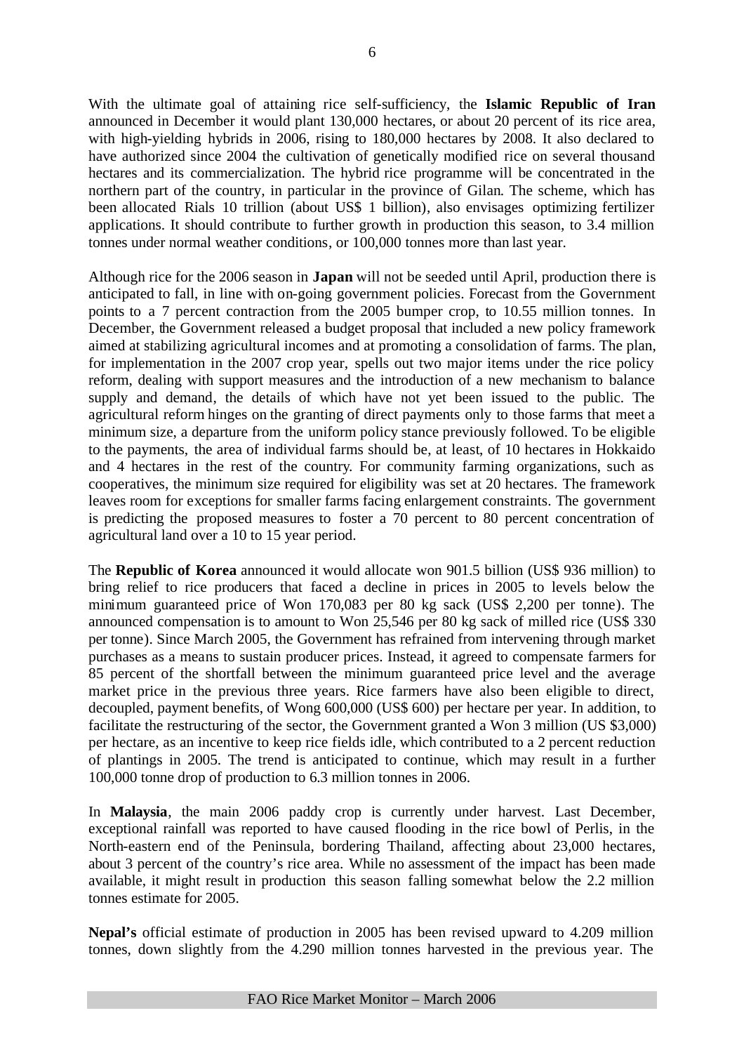With the ultimate goal of attaining rice self-sufficiency, the **Islamic Republic of Iran** announced in December it would plant 130,000 hectares, or about 20 percent of its rice area, with high-yielding hybrids in 2006, rising to 180,000 hectares by 2008. It also declared to have authorized since 2004 the cultivation of genetically modified rice on several thousand hectares and its commercialization. The hybrid rice programme will be concentrated in the northern part of the country, in particular in the province of Gilan. The scheme, which has been allocated Rials 10 trillion (about US$ 1 billion), also envisages optimizing fertilizer applications. It should contribute to further growth in production this season, to 3.4 million tonnes under normal weather conditions, or 100,000 tonnes more than last year.

Although rice for the 2006 season in **Japan** will not be seeded until April, production there is anticipated to fall, in line with on-going government policies. Forecast from the Government points to a 7 percent contraction from the 2005 bumper crop, to 10.55 million tonnes. In December, the Government released a budget proposal that included a new policy framework aimed at stabilizing agricultural incomes and at promoting a consolidation of farms. The plan, for implementation in the 2007 crop year, spells out two major items under the rice policy reform, dealing with support measures and the introduction of a new mechanism to balance supply and demand, the details of which have not yet been issued to the public. The agricultural reform hinges on the granting of direct payments only to those farms that meet a minimum size, a departure from the uniform policy stance previously followed. To be eligible to the payments, the area of individual farms should be, at least, of 10 hectares in Hokkaido and 4 hectares in the rest of the country. For community farming organizations, such as cooperatives, the minimum size required for eligibility was set at 20 hectares. The framework leaves room for exceptions for smaller farms facing enlargement constraints. The government is predicting the proposed measures to foster a 70 percent to 80 percent concentration of agricultural land over a 10 to 15 year period.

The **Republic of Korea** announced it would allocate won 901.5 billion (US$ 936 million) to bring relief to rice producers that faced a decline in prices in 2005 to levels below the minimum guaranteed price of Won 170,083 per 80 kg sack (US$ 2,200 per tonne). The announced compensation is to amount to Won 25,546 per 80 kg sack of milled rice (US$ 330 per tonne). Since March 2005, the Government has refrained from intervening through market purchases as a means to sustain producer prices. Instead, it agreed to compensate farmers for 85 percent of the shortfall between the minimum guaranteed price level and the average market price in the previous three years. Rice farmers have also been eligible to direct, decoupled, payment benefits, of Wong 600,000 (US$ 600) per hectare per year. In addition, to facilitate the restructuring of the sector, the Government granted a Won 3 million (US $3,000) per hectare, as an incentive to keep rice fields idle, which contributed to a 2 percent reduction of plantings in 2005. The trend is anticipated to continue, which may result in a further 100,000 tonne drop of production to 6.3 million tonnes in 2006.

In **Malaysia**, the main 2006 paddy crop is currently under harvest. Last December, exceptional rainfall was reported to have caused flooding in the rice bowl of Perlis, in the North-eastern end of the Peninsula, bordering Thailand, affecting about 23,000 hectares, about 3 percent of the country's rice area. While no assessment of the impact has been made available, it might result in production this season falling somewhat below the 2.2 million tonnes estimate for 2005.

**Nepal's** official estimate of production in 2005 has been revised upward to 4.209 million tonnes, down slightly from the 4.290 million tonnes harvested in the previous year. The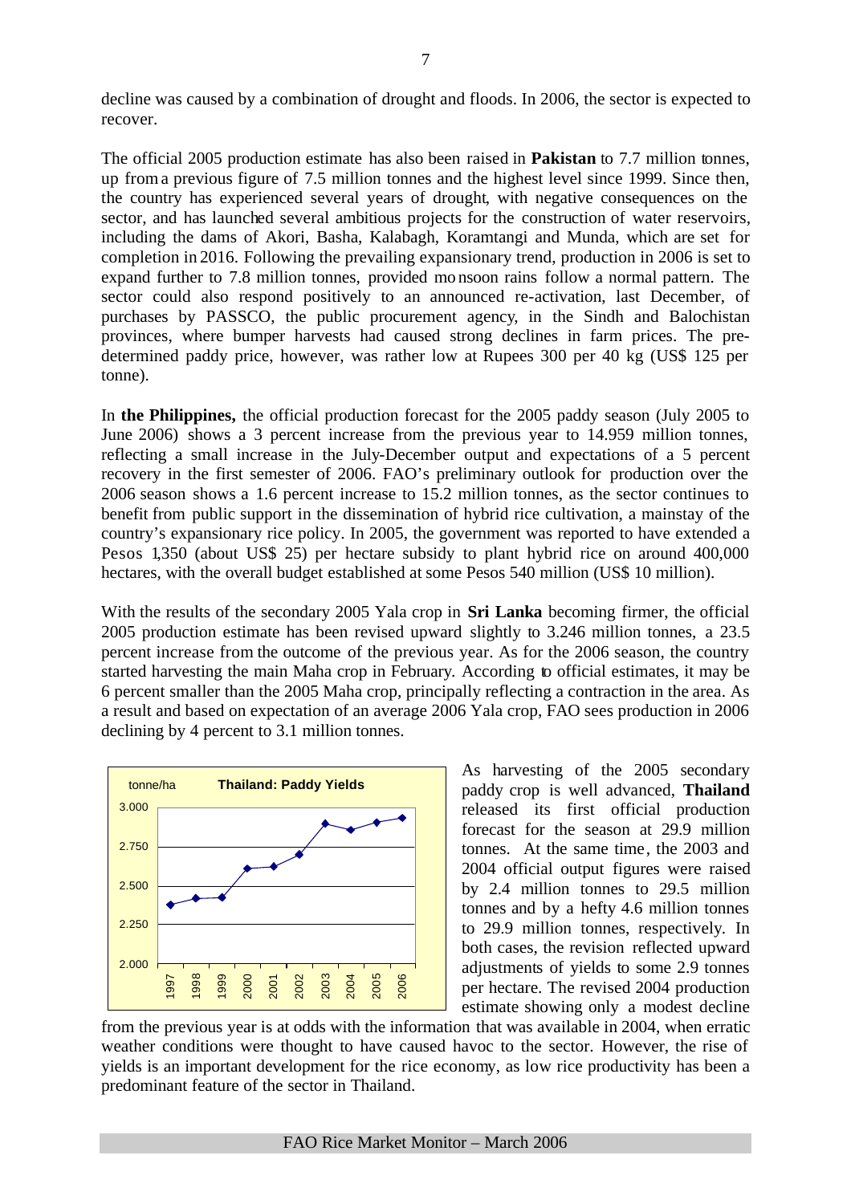decline was caused by a combination of drought and floods. In 2006, the sector is expected to recover.

The official 2005 production estimate has also been raised in **Pakistan** to 7.7 million tonnes, up from a previous figure of 7.5 million tonnes and the highest level since 1999. Since then, the country has experienced several years of drought, with negative consequences on the sector, and has launched several ambitious projects for the construction of water reservoirs, including the dams of Akori, Basha, Kalabagh, Koramtangi and Munda, which are set for completion in 2016. Following the prevailing expansionary trend, production in 2006 is set to expand further to 7.8 million tonnes, provided monsoon rains follow a normal pattern. The sector could also respond positively to an announced re-activation, last December, of purchases by PASSCO, the public procurement agency, in the Sindh and Balochistan provinces, where bumper harvests had caused strong declines in farm prices. The pre-determined paddy price, however, was rather low at Rupees 300 per 40 kg (US$ 125 per tonne).

In **the Philippines,** the official production forecast for the 2005 paddy season (July 2005 to June 2006) shows a 3 percent increase from the previous year to 14.959 million tonnes, reflecting a small increase in the July-December output and expectations of a 5 percent recovery in the first semester of 2006. FAO's preliminary outlook for production over the 2006 season shows a 1.6 percent increase to 15.2 million tonnes, as the sector continues to benefit from public support in the dissemination of hybrid rice cultivation, a mainstay of the country's expansionary rice policy. In 2005, the government was reported to have extended a Pesos 1,350 (about US$ 25) per hectare subsidy to plant hybrid rice on around 400,000 hectares, with the overall budget established at some Pesos 540 million (US$ 10 million).

With the results of the secondary 2005 Yala crop in **Sri Lanka** becoming firmer, the official 2005 production estimate has been revised upward slightly to 3.246 million tonnes, a 23.5 percent increase from the outcome of the previous year. As for the 2006 season, the country started harvesting the main Maha crop in February. According to official estimates, it may be 6 percent smaller than the 2005 Maha crop, principally reflecting a contraction in the area. As a result and based on expectation of an average 2006 Yala crop, FAO sees production in 2006 declining by 4 percent to 3.1 million tonnes.

**Thailand: Paddy Yields** (tonne/ha)

| Year | 1997 | 1998 | 1999 | 2000 | 2001 | 2002 | 2003 | 2004 | 2005 | 2006 |
|---|---|---|---|---|---|---|---|---|---|---|

As harvesting of the 2005 secondary paddy crop is well advanced, **Thailand** released its first official production forecast for the season at 29.9 million tonnes. At the same time, the 2003 and 2004 official output figures were raised by 2.4 million tonnes to 29.5 million tonnes and by a hefty 4.6 million tonnes to 29.9 million tonnes, respectively. In both cases, the revision reflected upward adjustments of yields to some 2.9 tonnes per hectare. The revised 2004 production estimate showing only a modest decline from the previous year is at odds with the information that was available in 2004, when erratic weather conditions were thought to have caused havoc to the sector. However, the rise of yields is an important development for the rice economy, as low rice productivity has been a predominant feature of the sector in Thailand.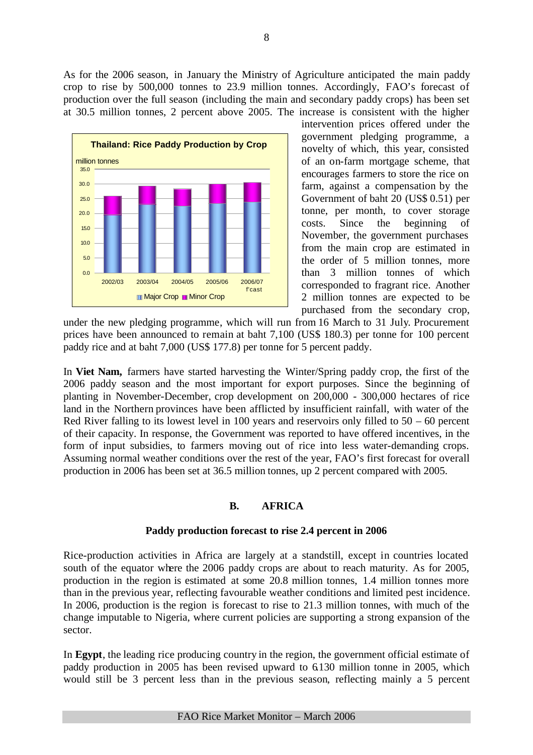As for the 2006 season, in January the Ministry of Agriculture anticipated the main paddy crop to rise by 500,000 tonnes to 23.9 million tonnes. Accordingly, FAO's forecast of production over the full season (including the main and secondary paddy crops) has been set at 30.5 million tonnes, 2 percent above 2005. The increase is consistent with the higher intervention prices offered under the government pledging programme, a novelty of which, this year, consisted of an on-farm mortgage scheme, that encourages farmers to store the rice on farm, against a compensation by the Government of baht 20 (US$ 0.51) per tonne, per month, to cover storage costs. Since the beginning of November, the government purchases from the main crop are estimated in the order of 5 million tonnes, more than 3 million tonnes of which corresponded to fragrant rice. Another 2 million tonnes are expected to be purchased from the secondary crop, under the new pledging programme, which will run from 16 March to 31 July. Procurement prices have been announced to remain at baht 7,100 (US$ 180.3) per tonne for 100 percent paddy rice and at baht 7,000 (US$ 177.8) per tonne for 5 percent paddy.

**Thailand: Rice Paddy Production by Crop**

million tonnes

2002/03, 2003/04, 2004/05, 2005/06, 2006/07 f'cast

Major Crop, Minor Crop

In **Viet Nam,** farmers have started harvesting the Winter/Spring paddy crop, the first of the 2006 paddy season and the most important for export purposes. Since the beginning of planting in November-December, crop development on 200,000 - 300,000 hectares of rice land in the Northern provinces have been afflicted by insufficient rainfall, with water of the Red River falling to its lowest level in 100 years and reservoirs only filled to 50 – 60 percent of their capacity. In response, the Government was reported to have offered incentives, in the form of input subsidies, to farmers moving out of rice into less water-demanding crops. Assuming normal weather conditions over the rest of the year, FAO's first forecast for overall production in 2006 has been set at 36.5 million tonnes, up 2 percent compared with 2005.

## B. AFRICA

### Paddy production forecast to rise 2.4 percent in 2006

Rice-production activities in Africa are largely at a standstill, except in countries located south of the equator where the 2006 paddy crops are about to reach maturity. As for 2005, production in the region is estimated at some 20.8 million tonnes, 1.4 million tonnes more than in the previous year, reflecting favourable weather conditions and limited pest incidence. In 2006, production is the region is forecast to rise to 21.3 million tonnes, with much of the change imputable to Nigeria, where current policies are supporting a strong expansion of the sector.

In **Egypt**, the leading rice producing country in the region, the government official estimate of paddy production in 2005 has been revised upward to 6.130 million tonne in 2005, which would still be 3 percent less than in the previous season, reflecting mainly a 5 percent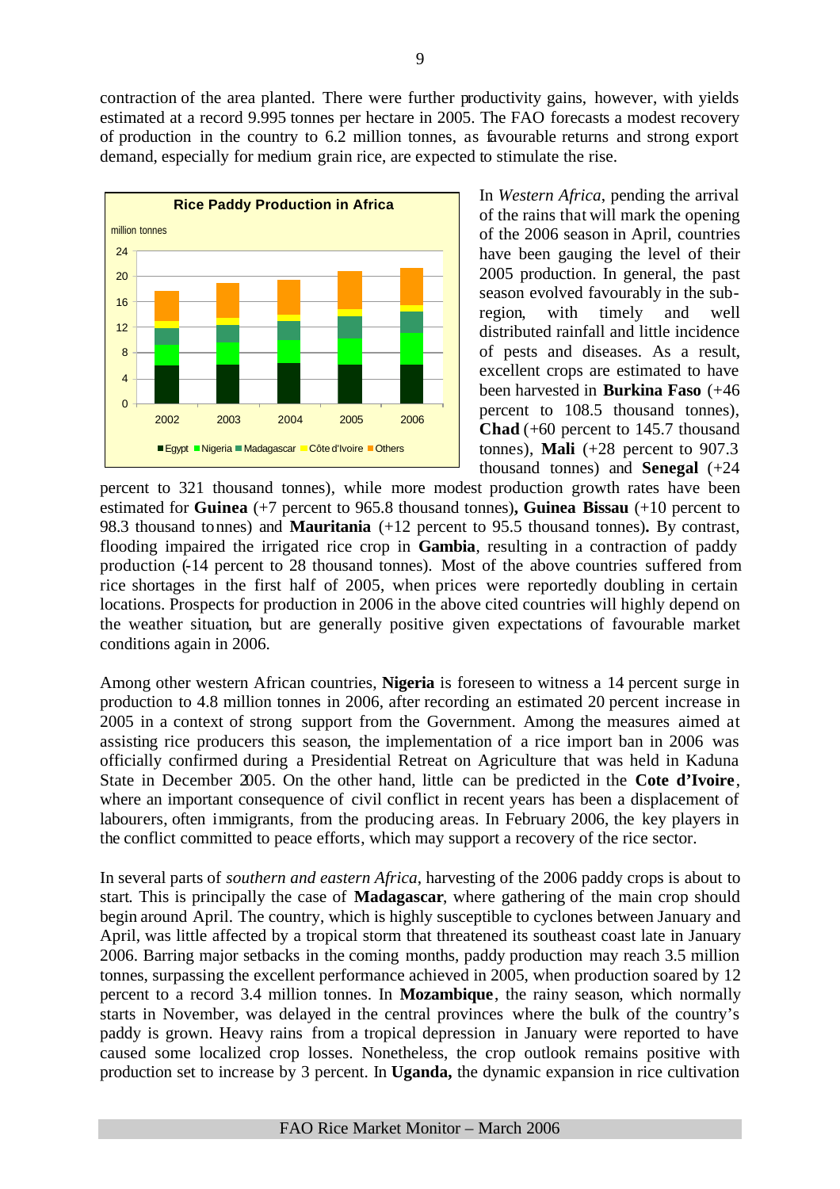contraction of the area planted. There were further productivity gains, however, with yields estimated at a record 9.995 tonnes per hectare in 2005. The FAO forecasts a modest recovery of production in the country to 6.2 million tonnes, as favourable returns and strong export demand, especially for medium grain rice, are expected to stimulate the rise.

In *Western Africa*, pending the arrival of the rains that will mark the opening of the 2006 season in April, countries have been gauging the level of their 2005 production. In general, the past season evolved favourably in the sub-region, with timely and well distributed rainfall and little incidence of pests and diseases. As a result, excellent crops are estimated to have been harvested in **Burkina Faso** (+46 percent to 108.5 thousand tonnes), **Chad** (+60 percent to 145.7 thousand tonnes), **Mali** (+28 percent to 907.3 thousand tonnes) and **Senegal** (+24 percent to 321 thousand tonnes), while more modest production growth rates have been estimated for **Guinea** (+7 percent to 965.8 thousand tonnes)**, Guinea Bissau** (+10 percent to 98.3 thousand tonnes) and **Mauritania** (+12 percent to 95.5 thousand tonnes)**.** By contrast, flooding impaired the irrigated rice crop in **Gambia**, resulting in a contraction of paddy production (-14 percent to 28 thousand tonnes). Most of the above countries suffered from rice shortages in the first half of 2005, when prices were reportedly doubling in certain locations. Prospects for production in 2006 in the above cited countries will highly depend on the weather situation, but are generally positive given expectations of favourable market conditions again in 2006.

Among other western African countries, **Nigeria** is foreseen to witness a 14 percent surge in production to 4.8 million tonnes in 2006, after recording an estimated 20 percent increase in 2005 in a context of strong support from the Government. Among the measures aimed at assisting rice producers this season, the implementation of a rice import ban in 2006 was officially confirmed during a Presidential Retreat on Agriculture that was held in Kaduna State in December 2005. On the other hand, little can be predicted in the **Cote d'Ivoire**, where an important consequence of civil conflict in recent years has been a displacement of labourers, often immigrants, from the producing areas. In February 2006, the key players in the conflict committed to peace efforts, which may support a recovery of the rice sector.

In several parts of *southern and eastern Africa*, harvesting of the 2006 paddy crops is about to start. This is principally the case of **Madagascar**, where gathering of the main crop should begin around April. The country, which is highly susceptible to cyclones between January and April, was little affected by a tropical storm that threatened its southeast coast late in January 2006. Barring major setbacks in the coming months, paddy production may reach 3.5 million tonnes, surpassing the excellent performance achieved in 2005, when production soared by 12 percent to a record 3.4 million tonnes. In **Mozambique**, the rainy season, which normally starts in November, was delayed in the central provinces where the bulk of the country's paddy is grown. Heavy rains from a tropical depression in January were reported to have caused some localized crop losses. Nonetheless, the crop outlook remains positive with production set to increase by 3 percent. In **Uganda,** the dynamic expansion in rice cultivation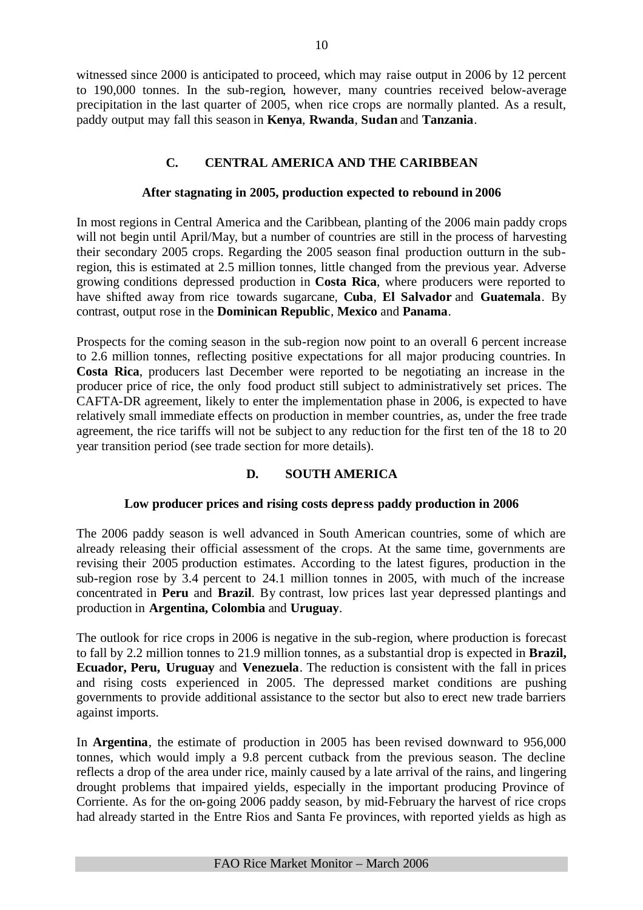witnessed since 2000 is anticipated to proceed, which may raise output in 2006 by 12 percent to 190,000 tonnes. In the sub-region, however, many countries received below-average precipitation in the last quarter of 2005, when rice crops are normally planted. As a result, paddy output may fall this season in **Kenya**, **Rwanda**, **Sudan** and **Tanzania**.

## C. CENTRAL AMERICA AND THE CARIBBEAN

### After stagnating in 2005, production expected to rebound in 2006

In most regions in Central America and the Caribbean, planting of the 2006 main paddy crops will not begin until April/May, but a number of countries are still in the process of harvesting their secondary 2005 crops. Regarding the 2005 season final production outturn in the sub-region, this is estimated at 2.5 million tonnes, little changed from the previous year. Adverse growing conditions depressed production in **Costa Rica**, where producers were reported to have shifted away from rice towards sugarcane, **Cuba**, **El Salvador** and **Guatemala**. By contrast, output rose in the **Dominican Republic**, **Mexico** and **Panama**.

Prospects for the coming season in the sub-region now point to an overall 6 percent increase to 2.6 million tonnes, reflecting positive expectations for all major producing countries. In **Costa Rica**, producers last December were reported to be negotiating an increase in the producer price of rice, the only food product still subject to administratively set prices. The CAFTA-DR agreement, likely to enter the implementation phase in 2006, is expected to have relatively small immediate effects on production in member countries, as, under the free trade agreement, the rice tariffs will not be subject to any reduction for the first ten of the 18 to 20 year transition period (see trade section for more details).

## D. SOUTH AMERICA

### Low producer prices and rising costs depress paddy production in 2006

The 2006 paddy season is well advanced in South American countries, some of which are already releasing their official assessment of the crops. At the same time, governments are revising their 2005 production estimates. According to the latest figures, production in the sub-region rose by 3.4 percent to 24.1 million tonnes in 2005, with much of the increase concentrated in **Peru** and **Brazil**. By contrast, low prices last year depressed plantings and production in **Argentina, Colombia** and **Uruguay**.

The outlook for rice crops in 2006 is negative in the sub-region, where production is forecast to fall by 2.2 million tonnes to 21.9 million tonnes, as a substantial drop is expected in **Brazil, Ecuador, Peru, Uruguay** and **Venezuela**. The reduction is consistent with the fall in prices and rising costs experienced in 2005. The depressed market conditions are pushing governments to provide additional assistance to the sector but also to erect new trade barriers against imports.

In **Argentina**, the estimate of production in 2005 has been revised downward to 956,000 tonnes, which would imply a 9.8 percent cutback from the previous season. The decline reflects a drop of the area under rice, mainly caused by a late arrival of the rains, and lingering drought problems that impaired yields, especially in the important producing Province of Corriente. As for the on-going 2006 paddy season, by mid-February the harvest of rice crops had already started in the Entre Rios and Santa Fe provinces, with reported yields as high as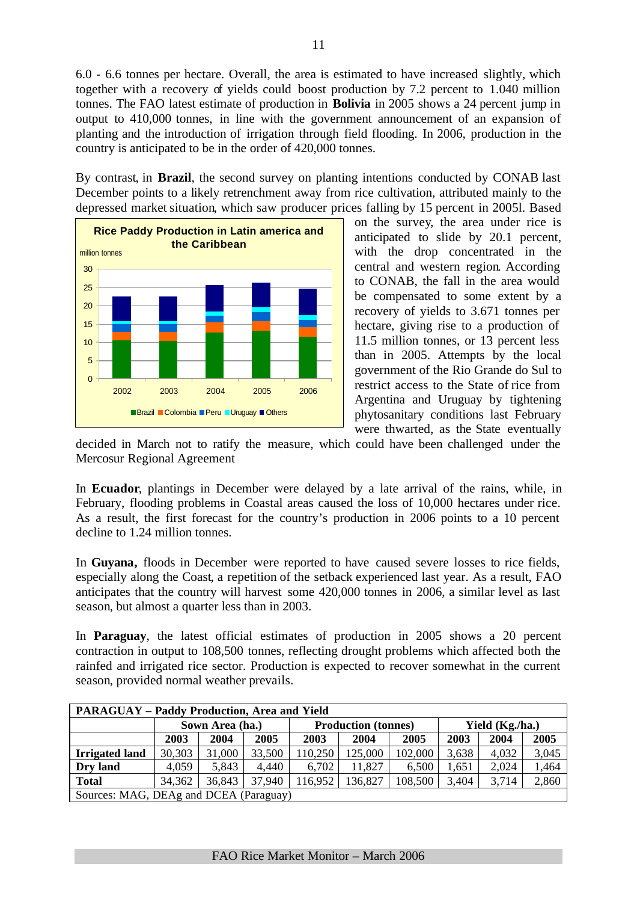6.0 - 6.6 tonnes per hectare. Overall, the area is estimated to have increased slightly, which together with a recovery of yields could boost production by 7.2 percent to 1.040 million tonnes. The FAO latest estimate of production in **Bolivia** in 2005 shows a 24 percent jump in output to 410,000 tonnes, in line with the government announcement of an expansion of planting and the introduction of irrigation through field flooding. In 2006, production in the country is anticipated to be in the order of 420,000 tonnes.

By contrast, in **Brazil**, the second survey on planting intentions conducted by CONAB last December points to a likely retrenchment away from rice cultivation, attributed mainly to the depressed market situation, which saw producer prices falling by 15 percent in 2005l. Based on the survey, the area under rice is anticipated to slide by 20.1 percent, with the drop concentrated in the central and western region. According to CONAB, the fall in the area would be compensated to some extent by a recovery of yields to 3.671 tonnes per hectare, giving rise to a production of 11.5 million tonnes, or 13 percent less than in 2005. Attempts by the local government of the Rio Grande do Sul to restrict access to the State of rice from Argentina and Uruguay by tightening phytosanitary conditions last February were thwarted, as the State eventually decided in March not to ratify the measure, which could have been challenged under the Mercosur Regional Agreement

In **Ecuador**, plantings in December were delayed by a late arrival of the rains, while, in February, flooding problems in Coastal areas caused the loss of 10,000 hectares under rice. As a result, the first forecast for the country's production in 2006 points to a 10 percent decline to 1.24 million tonnes.

In **Guyana,** floods in December were reported to have caused severe losses to rice fields, especially along the Coast, a repetition of the setback experienced last year. As a result, FAO anticipates that the country will harvest some 420,000 tonnes in 2006, a similar level as last season, but almost a quarter less than in 2003.

In **Paraguay**, the latest official estimates of production in 2005 shows a 20 percent contraction in output to 108,500 tonnes, reflecting drought problems which affected both the rainfed and irrigated rice sector. Production is expected to recover somewhat in the current season, provided normal weather prevails.

**PARAGUAY – Paddy Production, Area and Yield**

| | Sown Area (ha.) | | | Production (tonnes) | | | Yield (Kg./ha.) | | |
|---|---|---|---|---|---|---|---|---|---|
| | 2003 | 2004 | 2005 | 2003 | 2004 | 2005 | 2003 | 2004 | 2005 |
| **Irrigated land** | 30,303 | 31,000 | 33,500 | 110,250 | 125,000 | 102,000 | 3,638 | 4,032 | 3,045 |
| **Dry land** | 4,059 | 5,843 | 4,440 | 6,702 | 11,827 | 6,500 | 1,651 | 2,024 | 1,464 |
| **Total** | 34,362 | 36,843 | 37,940 | 116,952 | 136,827 | 108,500 | 3,404 | 3,714 | 2,860 |

Sources: MAG, DEAg and DCEA (Paraguay)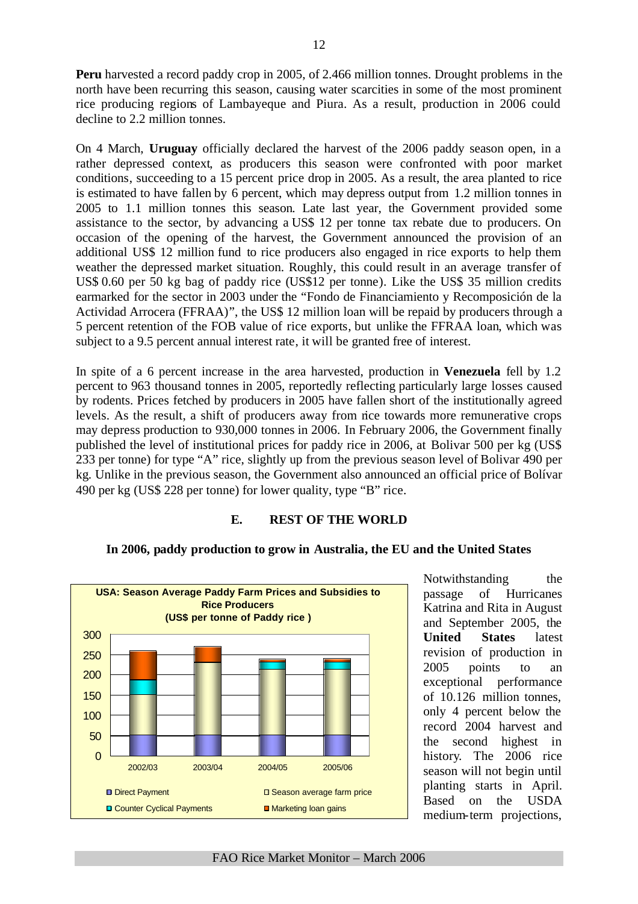**Peru** harvested a record paddy crop in 2005, of 2.466 million tonnes. Drought problems in the north have been recurring this season, causing water scarcities in some of the most prominent rice producing regions of Lambayeque and Piura. As a result, production in 2006 could decline to 2.2 million tonnes.

On 4 March, **Uruguay** officially declared the harvest of the 2006 paddy season open, in a rather depressed context, as producers this season were confronted with poor market conditions, succeeding to a 15 percent price drop in 2005. As a result, the area planted to rice is estimated to have fallen by 6 percent, which may depress output from 1.2 million tonnes in 2005 to 1.1 million tonnes this season. Late last year, the Government provided some assistance to the sector, by advancing a US$ 12 per tonne tax rebate due to producers. On occasion of the opening of the harvest, the Government announced the provision of an additional US$ 12 million fund to rice producers also engaged in rice exports to help them weather the depressed market situation. Roughly, this could result in an average transfer of US$ 0.60 per 50 kg bag of paddy rice (US$12 per tonne). Like the US$ 35 million credits earmarked for the sector in 2003 under the "Fondo de Financiamiento y Recomposición de la Actividad Arrocera (FFRAA)", the US$ 12 million loan will be repaid by producers through a 5 percent retention of the FOB value of rice exports, but unlike the FFRAA loan, which was subject to a 9.5 percent annual interest rate, it will be granted free of interest.

In spite of a 6 percent increase in the area harvested, production in **Venezuela** fell by 1.2 percent to 963 thousand tonnes in 2005, reportedly reflecting particularly large losses caused by rodents. Prices fetched by producers in 2005 have fallen short of the institutionally agreed levels. As the result, a shift of producers away from rice towards more remunerative crops may depress production to 930,000 tonnes in 2006. In February 2006, the Government finally published the level of institutional prices for paddy rice in 2006, at Bolivar 500 per kg (US$ 233 per tonne) for type "A" rice, slightly up from the previous season level of Bolivar 490 per kg. Unlike in the previous season, the Government also announced an official price of Bolívar 490 per kg (US$ 228 per tonne) for lower quality, type "B" rice.

## E. REST OF THE WORLD

### In 2006, paddy production to grow in Australia, the EU and the United States

**USA: Season Average Paddy Farm Prices and Subsidies to Rice Producers (US$ per tonne of Paddy rice )**

Legend: Direct Payment; Season average farm price; Counter Cyclical Payments; Marketing loan gains

Notwithstanding the passage of Hurricanes Katrina and Rita in August and September 2005, the **United States** latest revision of production in 2005 points to an exceptional performance of 10.126 million tonnes, only 4 percent below the record 2004 harvest and the second highest in history. The 2006 rice season will not begin until planting starts in April. Based on the USDA medium-term projections,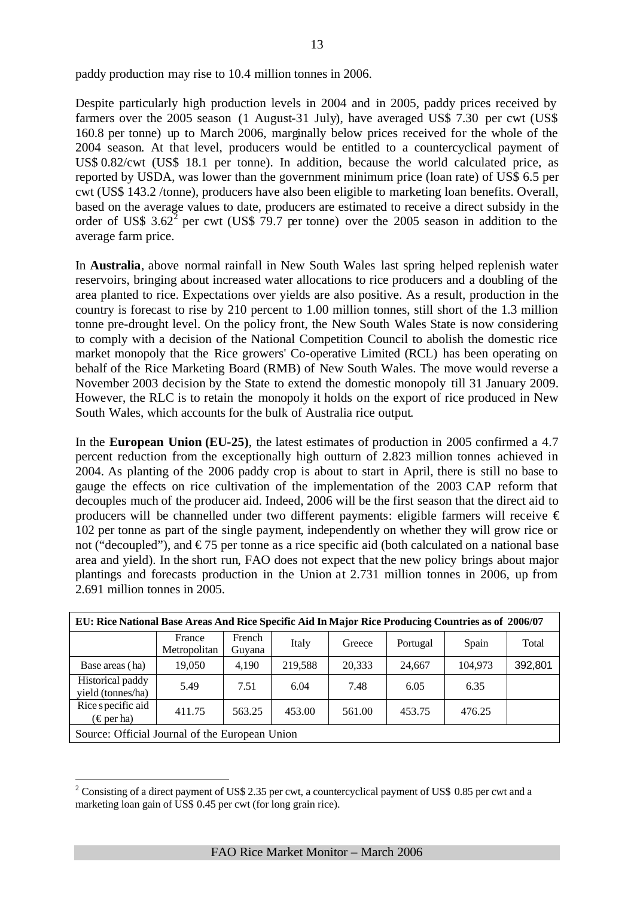paddy production may rise to 10.4 million tonnes in 2006.

Despite particularly high production levels in 2004 and in 2005, paddy prices received by farmers over the 2005 season (1 August-31 July), have averaged US$ 7.30 per cwt (US$ 160.8 per tonne) up to March 2006, marginally below prices received for the whole of the 2004 season. At that level, producers would be entitled to a countercyclical payment of US$ 0.82/cwt (US$ 18.1 per tonne). In addition, because the world calculated price, as reported by USDA, was lower than the government minimum price (loan rate) of US$ 6.5 per cwt (US$ 143.2 /tonne), producers have also been eligible to marketing loan benefits. Overall, based on the average values to date, producers are estimated to receive a direct subsidy in the order of US$ 3.62[2] per cwt (US$ 79.7 per tonne) over the 2005 season in addition to the average farm price.

In **Australia**, above normal rainfall in New South Wales last spring helped replenish water reservoirs, bringing about increased water allocations to rice producers and a doubling of the area planted to rice. Expectations over yields are also positive. As a result, production in the country is forecast to rise by 210 percent to 1.00 million tonnes, still short of the 1.3 million tonne pre-drought level. On the policy front, the New South Wales State is now considering to comply with a decision of the National Competition Council to abolish the domestic rice market monopoly that the Rice growers' Co-operative Limited (RCL) has been operating on behalf of the Rice Marketing Board (RMB) of New South Wales. The move would reverse a November 2003 decision by the State to extend the domestic monopoly till 31 January 2009. However, the RLC is to retain the monopoly it holds on the export of rice produced in New South Wales, which accounts for the bulk of Australia rice output.

In the **European Union (EU-25)**, the latest estimates of production in 2005 confirmed a 4.7 percent reduction from the exceptionally high outturn of 2.823 million tonnes achieved in 2004. As planting of the 2006 paddy crop is about to start in April, there is still no base to gauge the effects on rice cultivation of the implementation of the 2003 CAP reform that decouples much of the producer aid. Indeed, 2006 will be the first season that the direct aid to producers will be channelled under two different payments: eligible farmers will receive € 102 per tonne as part of the single payment, independently on whether they will grow rice or not ("decoupled"), and € 75 per tonne as a rice specific aid (both calculated on a national base area and yield). In the short run, FAO does not expect that the new policy brings about major plantings and forecasts production in the Union at 2.731 million tonnes in 2006, up from 2.691 million tonnes in 2005.

**EU: Rice National Base Areas And Rice Specific Aid In Major Rice Producing Countries as of 2006/07**

| | France Metropolitan | French Guyana | Italy | Greece | Portugal | Spain | Total |
|---|---|---|---|---|---|---|---|
| Base areas (ha) | 19,050 | 4,190 | 219,588 | 20,333 | 24,667 | 104,973 | 392,801 |
| Historical paddy yield (tonnes/ha) | 5.49 | 7.51 | 6.04 | 7.48 | 6.05 | 6.35 | |
| Rice specific aid (€ per ha) | 411.75 | 563.25 | 453.00 | 561.00 | 453.75 | 476.25 | |

Source: Official Journal of the European Union

[2] Consisting of a direct payment of US$ 2.35 per cwt, a countercyclical payment of US$ 0.85 per cwt and a marketing loan gain of US$ 0.45 per cwt (for long grain rice).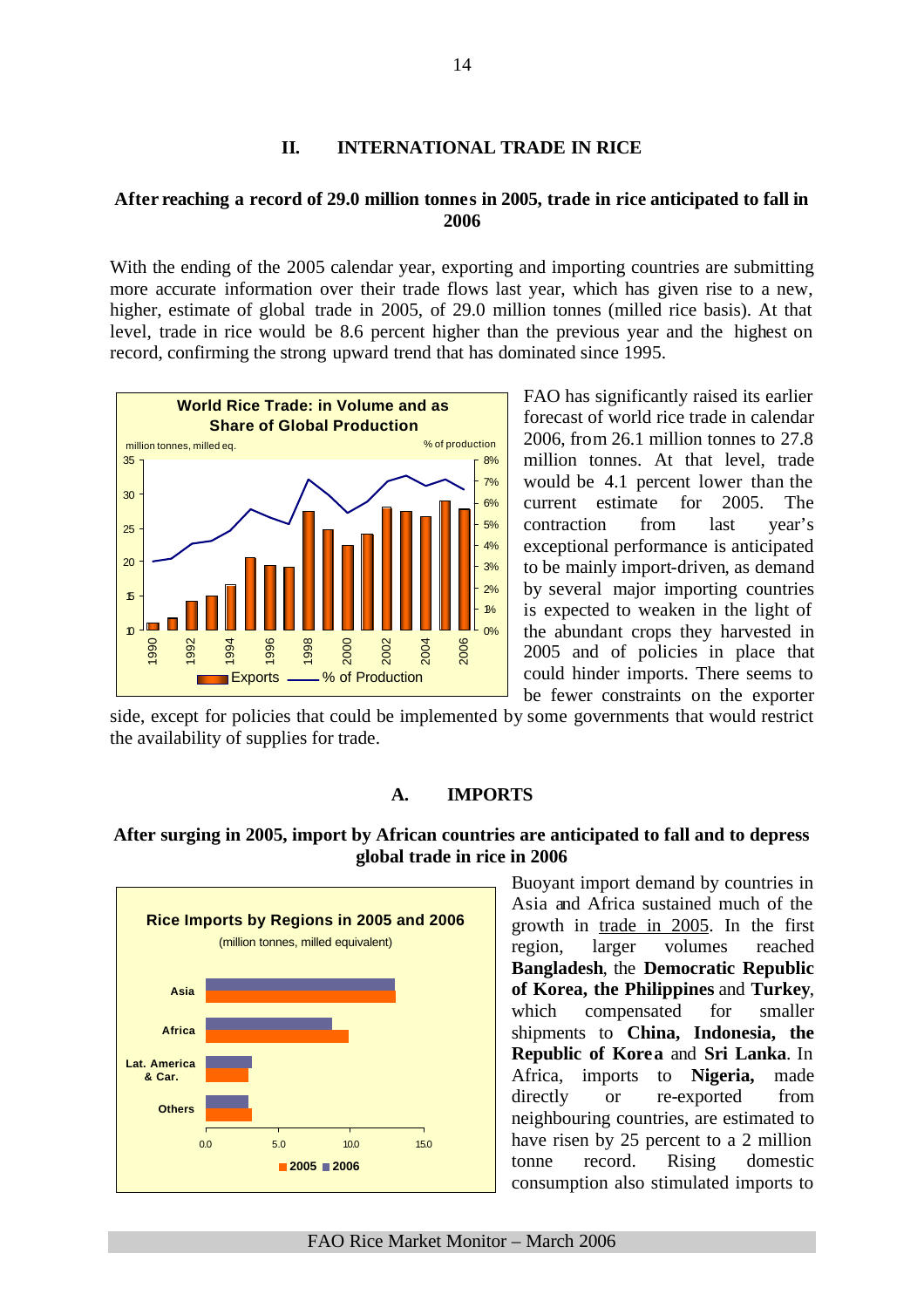## II. INTERNATIONAL TRADE IN RICE

### After reaching a record of 29.0 million tonnes in 2005, trade in rice anticipated to fall in 2006

With the ending of the 2005 calendar year, exporting and importing countries are submitting more accurate information over their trade flows last year, which has given rise to a new, higher, estimate of global trade in 2005, of 29.0 million tonnes (milled rice basis). At that level, trade in rice would be 8.6 percent higher than the previous year and the highest on record, confirming the strong upward trend that has dominated since 1995.

FAO has significantly raised its earlier forecast of world rice trade in calendar 2006, from 26.1 million tonnes to 27.8 million tonnes. At that level, trade would be 4.1 percent lower than the current estimate for 2005. The contraction from last year's exceptional performance is anticipated to be mainly import-driven, as demand by several major importing countries is expected to weaken in the light of the abundant crops they harvested in 2005 and of policies in place that could hinder imports. There seems to be fewer constraints on the exporter side, except for policies that could be implemented by some governments that would restrict the availability of supplies for trade.

## A. IMPORTS

### After surging in 2005, import by African countries are anticipated to fall and to depress global trade in rice in 2006

Buoyant import demand by countries in Asia and Africa sustained much of the growth in trade in 2005. In the first region, larger volumes reached **Bangladesh**, the **Democratic Republic of Korea, the Philippines** and **Turkey**, which compensated for smaller shipments to **China, Indonesia, the Republic of Korea** and **Sri Lanka**. In Africa, imports to **Nigeria,** made directly or re-exported from neighbouring countries, are estimated to have risen by 25 percent to a 2 million tonne record. Rising domestic consumption also stimulated imports to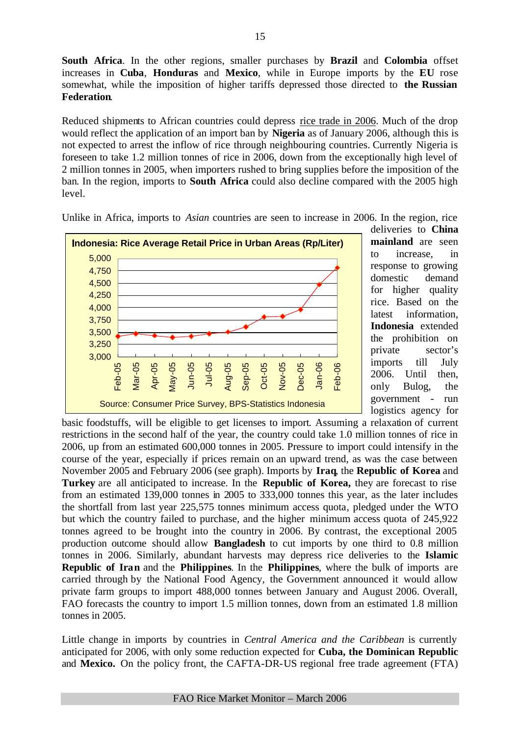**South Africa**. In the other regions, smaller purchases by **Brazil** and **Colombia** offset increases in **Cuba**, **Honduras** and **Mexico**, while in Europe imports by the **EU** rose somewhat, while the imposition of higher tariffs depressed those directed to **the Russian Federation**.

Reduced shipments to African countries could depress rice trade in 2006. Much of the drop would reflect the application of an import ban by **Nigeria** as of January 2006, although this is not expected to arrest the inflow of rice through neighbouring countries. Currently Nigeria is foreseen to take 1.2 million tonnes of rice in 2006, down from the exceptionally high level of 2 million tonnes in 2005, when importers rushed to bring supplies before the imposition of the ban. In the region, imports to **South Africa** could also decline compared with the 2005 high level.

Unlike in Africa, imports to *Asian* countries are seen to increase in 2006. In the region, rice deliveries to **China mainland** are seen to increase, in response to growing domestic demand for higher quality rice. Based on the latest information, **Indonesia** extended the prohibition on private sector's imports till July 2006. Until then, only Bulog, the government - run logistics agency for basic foodstuffs, will be eligible to get licenses to import. Assuming a relaxation of current restrictions in the second half of the year, the country could take 1.0 million tonnes of rice in 2006, up from an estimated 600,000 tonnes in 2005. Pressure to import could intensify in the course of the year, especially if prices remain on an upward trend, as was the case between November 2005 and February 2006 (see graph). Imports by **Iraq**, the **Republic of Korea** and **Turkey** are all anticipated to increase. In the **Republic of Korea,** they are forecast to rise from an estimated 139,000 tonnes in 2005 to 333,000 tonnes this year, as the later includes the shortfall from last year 225,575 tonnes minimum access quota, pledged under the WTO but which the country failed to purchase, and the higher minimum access quota of 245,922 tonnes agreed to be brought into the country in 2006. By contrast, the exceptional 2005 production outcome should allow **Bangladesh** to cut imports by one third to 0.8 million tonnes in 2006. Similarly, abundant harvests may depress rice deliveries to the **Islamic Republic of Iran** and the **Philippines**. In the **Philippines**, where the bulk of imports are carried through by the National Food Agency, the Government announced it would allow private farm groups to import 488,000 tonnes between January and August 2006. Overall, FAO forecasts the country to import 1.5 million tonnes, down from an estimated 1.8 million tonnes in 2005.

**Indonesia: Rice Average Retail Price in Urban Areas (Rp/Liter)**

Source: Consumer Price Survey, BPS-Statistics Indonesia

Little change in imports by countries in *Central America and the Caribbean* is currently anticipated for 2006, with only some reduction expected for **Cuba, the Dominican Republic** and **Mexico.** On the policy front, the CAFTA-DR-US regional free trade agreement (FTA)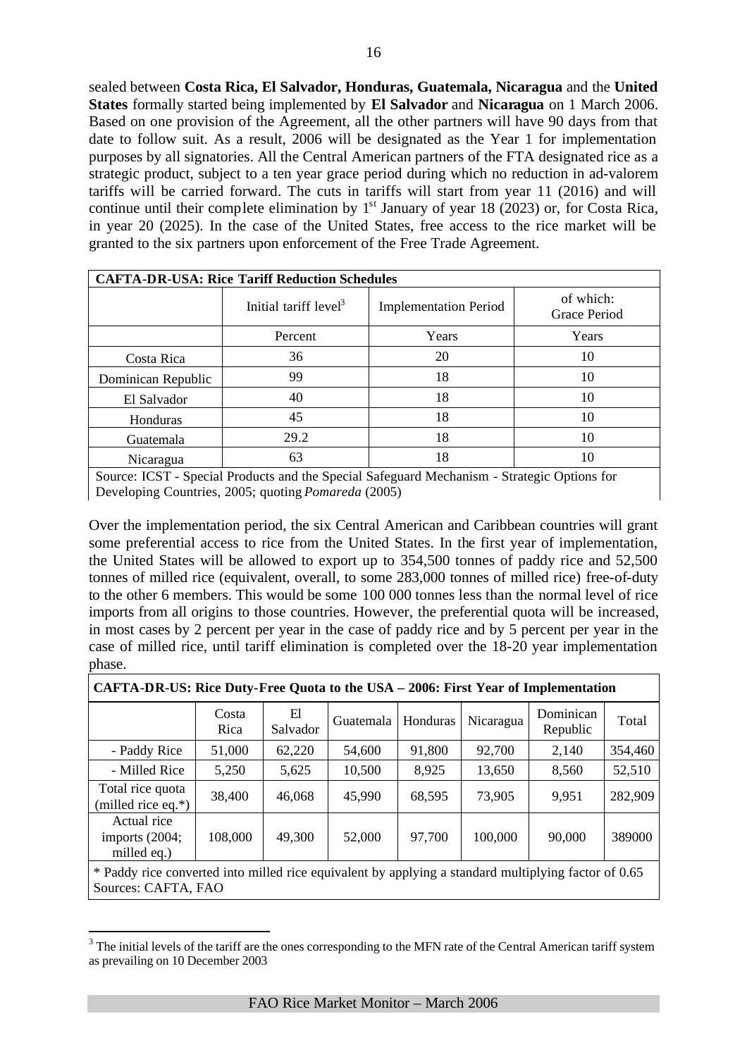sealed between **Costa Rica, El Salvador, Honduras, Guatemala, Nicaragua** and the **United States** formally started being implemented by **El Salvador** and **Nicaragua** on 1 March 2006. Based on one provision of the Agreement, all the other partners will have 90 days from that date to follow suit. As a result, 2006 will be designated as the Year 1 for implementation purposes by all signatories. All the Central American partners of the FTA designated rice as a strategic product, subject to a ten year grace period during which no reduction in ad-valorem tariffs will be carried forward. The cuts in tariffs will start from year 11 (2016) and will continue until their complete elimination by 1st January of year 18 (2023) or, for Costa Rica, in year 20 (2025). In the case of the United States, free access to the rice market will be granted to the six partners upon enforcement of the Free Trade Agreement.

| **CAFTA-DR-USA: Rice Tariff Reduction Schedules** | | | |
|---|---|---|---|
| | Initial tariff level[3] | Implementation Period | of which: Grace Period |
| | Percent | Years | Years |
| Costa Rica | 36 | 20 | 10 |
| Dominican Republic | 99 | 18 | 10 |
| El Salvador | 40 | 18 | 10 |
| Honduras | 45 | 18 | 10 |
| Guatemala | 29.2 | 18 | 10 |
| Nicaragua | 63 | 18 | 10 |

Source: ICST - Special Products and the Special Safeguard Mechanism - Strategic Options for Developing Countries, 2005; quoting *Pomareda* (2005)

Over the implementation period, the six Central American and Caribbean countries will grant some preferential access to rice from the United States. In the first year of implementation, the United States will be allowed to export up to 354,500 tonnes of paddy rice and 52,500 tonnes of milled rice (equivalent, overall, to some 283,000 tonnes of milled rice) free-of-duty to the other 6 members. This would be some 100 000 tonnes less than the normal level of rice imports from all origins to those countries. However, the preferential quota will be increased, in most cases by 2 percent per year in the case of paddy rice and by 5 percent per year in the case of milled rice, until tariff elimination is completed over the 18-20 year implementation phase.

| **CAFTA-DR-US: Rice Duty-Free Quota to the USA – 2006: First Year of Implementation** | | | | | | | |
|---|---|---|---|---|---|---|---|
| | Costa Rica | El Salvador | Guatemala | Honduras | Nicaragua | Dominican Republic | Total |
| - Paddy Rice | 51,000 | 62,220 | 54,600 | 91,800 | 92,700 | 2,140 | 354,460 |
| - Milled Rice | 5,250 | 5,625 | 10,500 | 8,925 | 13,650 | 8,560 | 52,510 |
| Total rice quota (milled rice eq.*) | 38,400 | 46,068 | 45,990 | 68,595 | 73,905 | 9,951 | 282,909 |
| Actual rice imports (2004; milled eq.) | 108,000 | 49,300 | 52,000 | 97,700 | 100,000 | 90,000 | 389000 |

\* Paddy rice converted into milled rice equivalent by applying a standard multiplying factor of 0.65
Sources: CAFTA, FAO

[3] The initial levels of the tariff are the ones corresponding to the MFN rate of the Central American tariff system as prevailing on 10 December 2003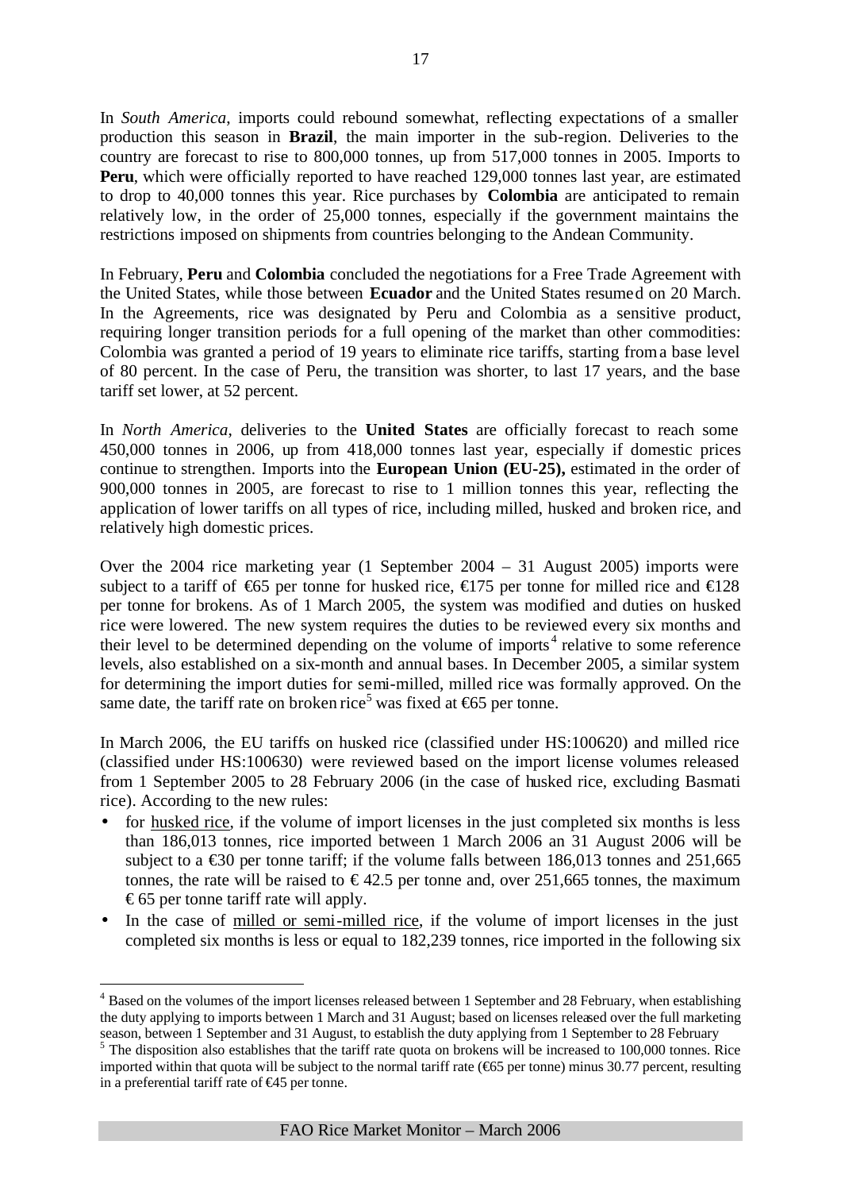In *South America*, imports could rebound somewhat, reflecting expectations of a smaller production this season in **Brazil**, the main importer in the sub-region. Deliveries to the country are forecast to rise to 800,000 tonnes, up from 517,000 tonnes in 2005. Imports to **Peru**, which were officially reported to have reached 129,000 tonnes last year, are estimated to drop to 40,000 tonnes this year. Rice purchases by **Colombia** are anticipated to remain relatively low, in the order of 25,000 tonnes, especially if the government maintains the restrictions imposed on shipments from countries belonging to the Andean Community.

In February, **Peru** and **Colombia** concluded the negotiations for a Free Trade Agreement with the United States, while those between **Ecuador** and the United States resumed on 20 March. In the Agreements, rice was designated by Peru and Colombia as a sensitive product, requiring longer transition periods for a full opening of the market than other commodities: Colombia was granted a period of 19 years to eliminate rice tariffs, starting from a base level of 80 percent. In the case of Peru, the transition was shorter, to last 17 years, and the base tariff set lower, at 52 percent.

In *North America*, deliveries to the **United States** are officially forecast to reach some 450,000 tonnes in 2006, up from 418,000 tonnes last year, especially if domestic prices continue to strengthen. Imports into the **European Union (EU-25),** estimated in the order of 900,000 tonnes in 2005, are forecast to rise to 1 million tonnes this year, reflecting the application of lower tariffs on all types of rice, including milled, husked and broken rice, and relatively high domestic prices.

Over the 2004 rice marketing year (1 September 2004 – 31 August 2005) imports were subject to a tariff of €65 per tonne for husked rice, €175 per tonne for milled rice and €128 per tonne for brokens. As of 1 March 2005, the system was modified and duties on husked rice were lowered. The new system requires the duties to be reviewed every six months and their level to be determined depending on the volume of imports[4] relative to some reference levels, also established on a six-month and annual bases. In December 2005, a similar system for determining the import duties for semi-milled, milled rice was formally approved. On the same date, the tariff rate on broken rice[5] was fixed at €65 per tonne.

In March 2006, the EU tariffs on husked rice (classified under HS:100620) and milled rice (classified under HS:100630) were reviewed based on the import license volumes released from 1 September 2005 to 28 February 2006 (in the case of husked rice, excluding Basmati rice). According to the new rules:

- for husked rice, if the volume of import licenses in the just completed six months is less than 186,013 tonnes, rice imported between 1 March 2006 an 31 August 2006 will be subject to a €30 per tonne tariff; if the volume falls between 186,013 tonnes and 251,665 tonnes, the rate will be raised to € 42.5 per tonne and, over 251,665 tonnes, the maximum € 65 per tonne tariff rate will apply.
- In the case of milled or semi-milled rice, if the volume of import licenses in the just completed six months is less or equal to 182,239 tonnes, rice imported in the following six

[4] Based on the volumes of the import licenses released between 1 September and 28 February, when establishing the duty applying to imports between 1 March and 31 August; based on licenses released over the full marketing season, between 1 September and 31 August, to establish the duty applying from 1 September to 28 February

[5] The disposition also establishes that the tariff rate quota on brokens will be increased to 100,000 tonnes. Rice imported within that quota will be subject to the normal tariff rate (€65 per tonne) minus 30.77 percent, resulting in a preferential tariff rate of €45 per tonne.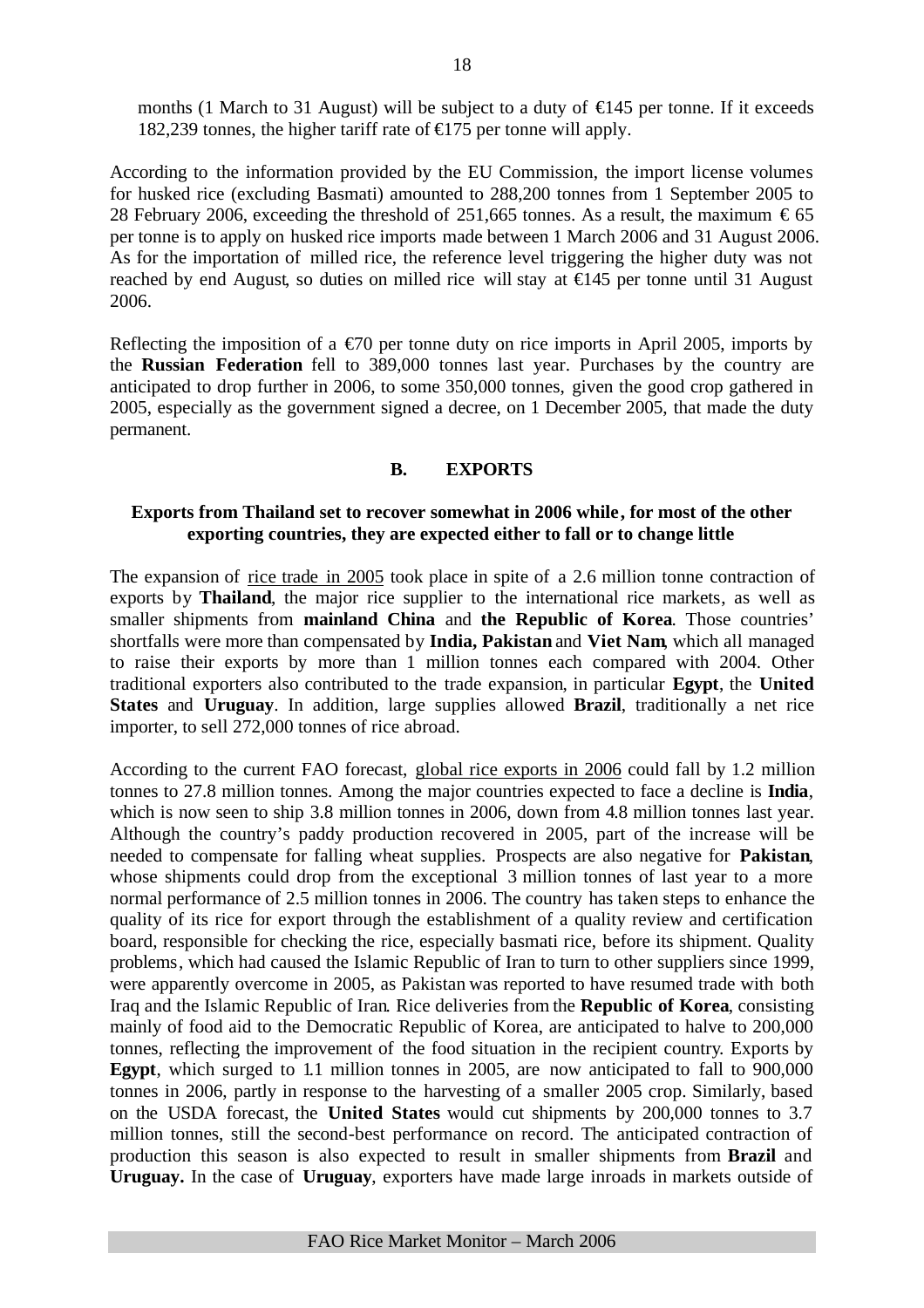months (1 March to 31 August) will be subject to a duty of €145 per tonne. If it exceeds 182,239 tonnes, the higher tariff rate of €175 per tonne will apply.

According to the information provided by the EU Commission, the import license volumes for husked rice (excluding Basmati) amounted to 288,200 tonnes from 1 September 2005 to 28 February 2006, exceeding the threshold of 251,665 tonnes. As a result, the maximum € 65 per tonne is to apply on husked rice imports made between 1 March 2006 and 31 August 2006. As for the importation of milled rice, the reference level triggering the higher duty was not reached by end August, so duties on milled rice will stay at €145 per tonne until 31 August 2006.

Reflecting the imposition of a €70 per tonne duty on rice imports in April 2005, imports by the **Russian Federation** fell to 389,000 tonnes last year. Purchases by the country are anticipated to drop further in 2006, to some 350,000 tonnes, given the good crop gathered in 2005, especially as the government signed a decree, on 1 December 2005, that made the duty permanent.

## B. EXPORTS

**Exports from Thailand set to recover somewhat in 2006 while, for most of the other exporting countries, they are expected either to fall or to change little**

The expansion of rice trade in 2005 took place in spite of a 2.6 million tonne contraction of exports by **Thailand**, the major rice supplier to the international rice markets, as well as smaller shipments from **mainland China** and **the Republic of Korea**. Those countries' shortfalls were more than compensated by **India, Pakistan** and **Viet Nam**, which all managed to raise their exports by more than 1 million tonnes each compared with 2004. Other traditional exporters also contributed to the trade expansion, in particular **Egypt**, the **United States** and **Uruguay**. In addition, large supplies allowed **Brazil**, traditionally a net rice importer, to sell 272,000 tonnes of rice abroad.

According to the current FAO forecast, global rice exports in 2006 could fall by 1.2 million tonnes to 27.8 million tonnes. Among the major countries expected to face a decline is **India**, which is now seen to ship 3.8 million tonnes in 2006, down from 4.8 million tonnes last year. Although the country's paddy production recovered in 2005, part of the increase will be needed to compensate for falling wheat supplies. Prospects are also negative for **Pakistan**, whose shipments could drop from the exceptional 3 million tonnes of last year to a more normal performance of 2.5 million tonnes in 2006. The country has taken steps to enhance the quality of its rice for export through the establishment of a quality review and certification board, responsible for checking the rice, especially basmati rice, before its shipment. Quality problems, which had caused the Islamic Republic of Iran to turn to other suppliers since 1999, were apparently overcome in 2005, as Pakistan was reported to have resumed trade with both Iraq and the Islamic Republic of Iran. Rice deliveries from the **Republic of Korea**, consisting mainly of food aid to the Democratic Republic of Korea, are anticipated to halve to 200,000 tonnes, reflecting the improvement of the food situation in the recipient country. Exports by **Egypt**, which surged to 1.1 million tonnes in 2005, are now anticipated to fall to 900,000 tonnes in 2006, partly in response to the harvesting of a smaller 2005 crop. Similarly, based on the USDA forecast, the **United States** would cut shipments by 200,000 tonnes to 3.7 million tonnes, still the second-best performance on record. The anticipated contraction of production this season is also expected to result in smaller shipments from **Brazil** and **Uruguay.** In the case of **Uruguay**, exporters have made large inroads in markets outside of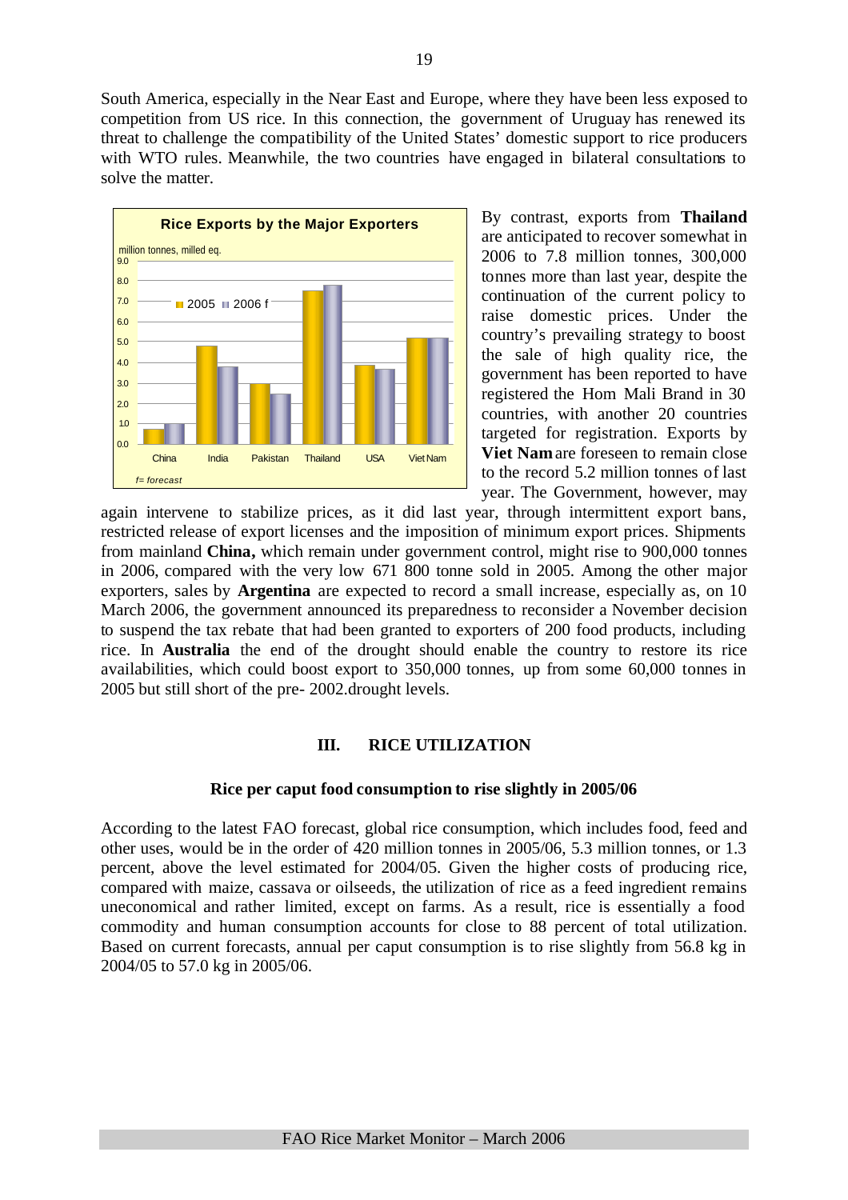South America, especially in the Near East and Europe, where they have been less exposed to competition from US rice. In this connection, the government of Uruguay has renewed its threat to challenge the compatibility of the United States' domestic support to rice producers with WTO rules. Meanwhile, the two countries have engaged in bilateral consultations to solve the matter.

**Rice Exports by the Major Exporters**

million tonnes, milled eq.

| | 2005 | 2006 f |
|---|---|---|
| China | 0.7 | 1.0 |
| India | 4.8 | 3.8 |
| Pakistan | 3.0 | 2.5 |
| Thailand | 7.5 | 7.8 |
| USA | 3.9 | 3.7 |
| Viet Nam | 5.2 | 5.2 |

*f= forecast*

By contrast, exports from **Thailand** are anticipated to recover somewhat in 2006 to 7.8 million tonnes, 300,000 tonnes more than last year, despite the continuation of the current policy to raise domestic prices. Under the country's prevailing strategy to boost the sale of high quality rice, the government has been reported to have registered the Hom Mali Brand in 30 countries, with another 20 countries targeted for registration. Exports by **Viet Nam** are foreseen to remain close to the record 5.2 million tonnes of last year. The Government, however, may again intervene to stabilize prices, as it did last year, through intermittent export bans, restricted release of export licenses and the imposition of minimum export prices. Shipments from mainland **China,** which remain under government control, might rise to 900,000 tonnes in 2006, compared with the very low 671 800 tonne sold in 2005. Among the other major exporters, sales by **Argentina** are expected to record a small increase, especially as, on 10 March 2006, the government announced its preparedness to reconsider a November decision to suspend the tax rebate that had been granted to exporters of 200 food products, including rice. In **Australia** the end of the drought should enable the country to restore its rice availabilities, which could boost export to 350,000 tonnes, up from some 60,000 tonnes in 2005 but still short of the pre- 2002.drought levels.

## III. RICE UTILIZATION

### Rice per caput food consumption to rise slightly in 2005/06

According to the latest FAO forecast, global rice consumption, which includes food, feed and other uses, would be in the order of 420 million tonnes in 2005/06, 5.3 million tonnes, or 1.3 percent, above the level estimated for 2004/05. Given the higher costs of producing rice, compared with maize, cassava or oilseeds, the utilization of rice as a feed ingredient remains uneconomical and rather limited, except on farms. As a result, rice is essentially a food commodity and human consumption accounts for close to 88 percent of total utilization. Based on current forecasts, annual per caput consumption is to rise slightly from 56.8 kg in 2004/05 to 57.0 kg in 2005/06.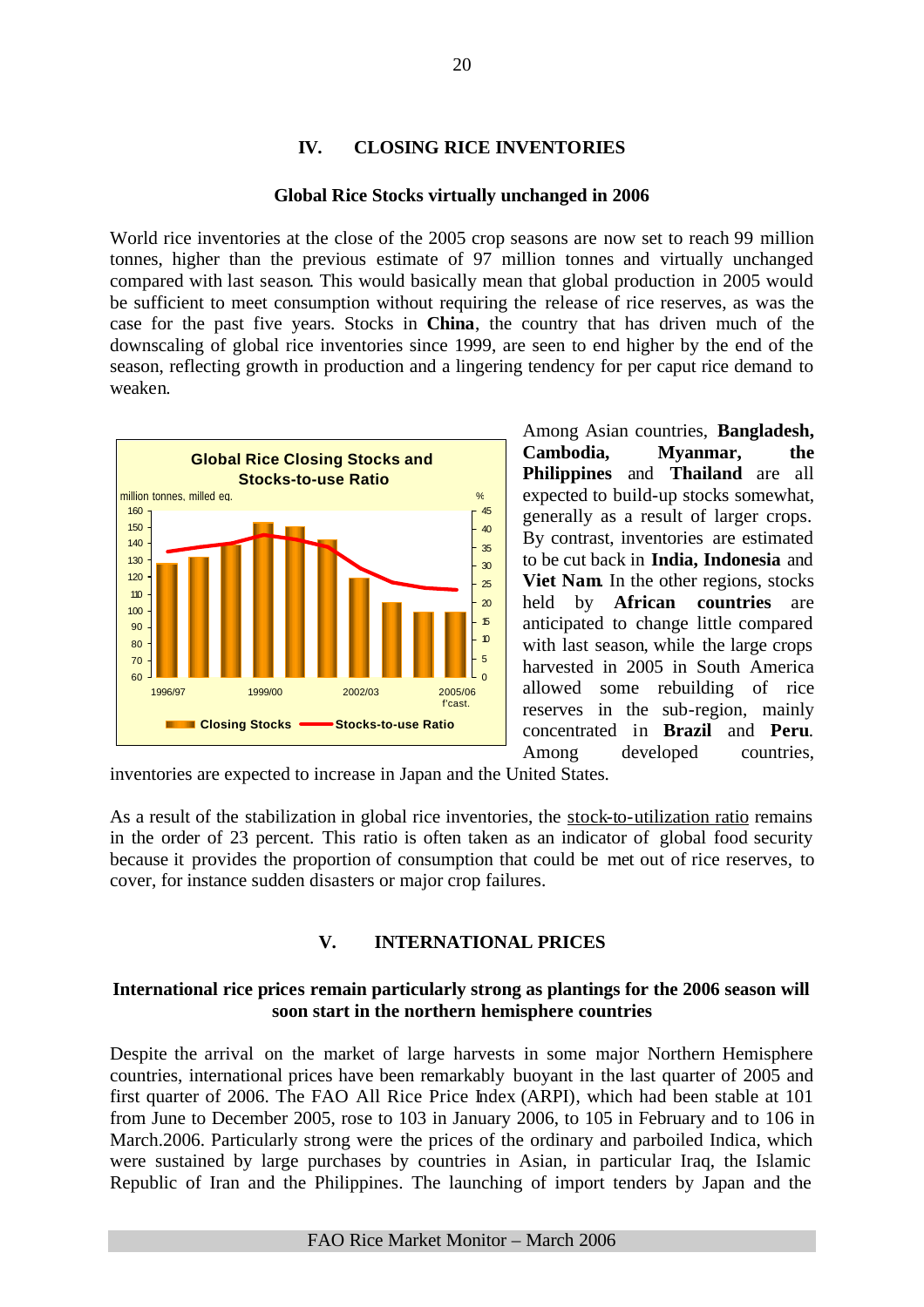## IV. CLOSING RICE INVENTORIES

### Global Rice Stocks virtually unchanged in 2006

World rice inventories at the close of the 2005 crop seasons are now set to reach 99 million tonnes, higher than the previous estimate of 97 million tonnes and virtually unchanged compared with last season. This would basically mean that global production in 2005 would be sufficient to meet consumption without requiring the release of rice reserves, as was the case for the past five years. Stocks in **China**, the country that has driven much of the downscaling of global rice inventories since 1999, are seen to end higher by the end of the season, reflecting growth in production and a lingering tendency for per caput rice demand to weaken.

Among Asian countries, **Bangladesh, Cambodia, Myanmar, the Philippines** and **Thailand** are all expected to build-up stocks somewhat, generally as a result of larger crops. By contrast, inventories are estimated to be cut back in **India, Indonesia** and **Viet Nam**. In the other regions, stocks held by **African countries** are anticipated to change little compared with last season, while the large crops harvested in 2005 in South America allowed some rebuilding of rice reserves in the sub-region, mainly concentrated in **Brazil** and **Peru**. Among developed countries, inventories are expected to increase in Japan and the United States.

As a result of the stabilization in global rice inventories, the stock-to-utilization ratio remains in the order of 23 percent. This ratio is often taken as an indicator of global food security because it provides the proportion of consumption that could be met out of rice reserves, to cover, for instance sudden disasters or major crop failures.

## V. INTERNATIONAL PRICES

### International rice prices remain particularly strong as plantings for the 2006 season will soon start in the northern hemisphere countries

Despite the arrival on the market of large harvests in some major Northern Hemisphere countries, international prices have been remarkably buoyant in the last quarter of 2005 and first quarter of 2006. The FAO All Rice Price Index (ARPI), which had been stable at 101 from June to December 2005, rose to 103 in January 2006, to 105 in February and to 106 in March.2006. Particularly strong were the prices of the ordinary and parboiled Indica, which were sustained by large purchases by countries in Asian, in particular Iraq, the Islamic Republic of Iran and the Philippines. The launching of import tenders by Japan and the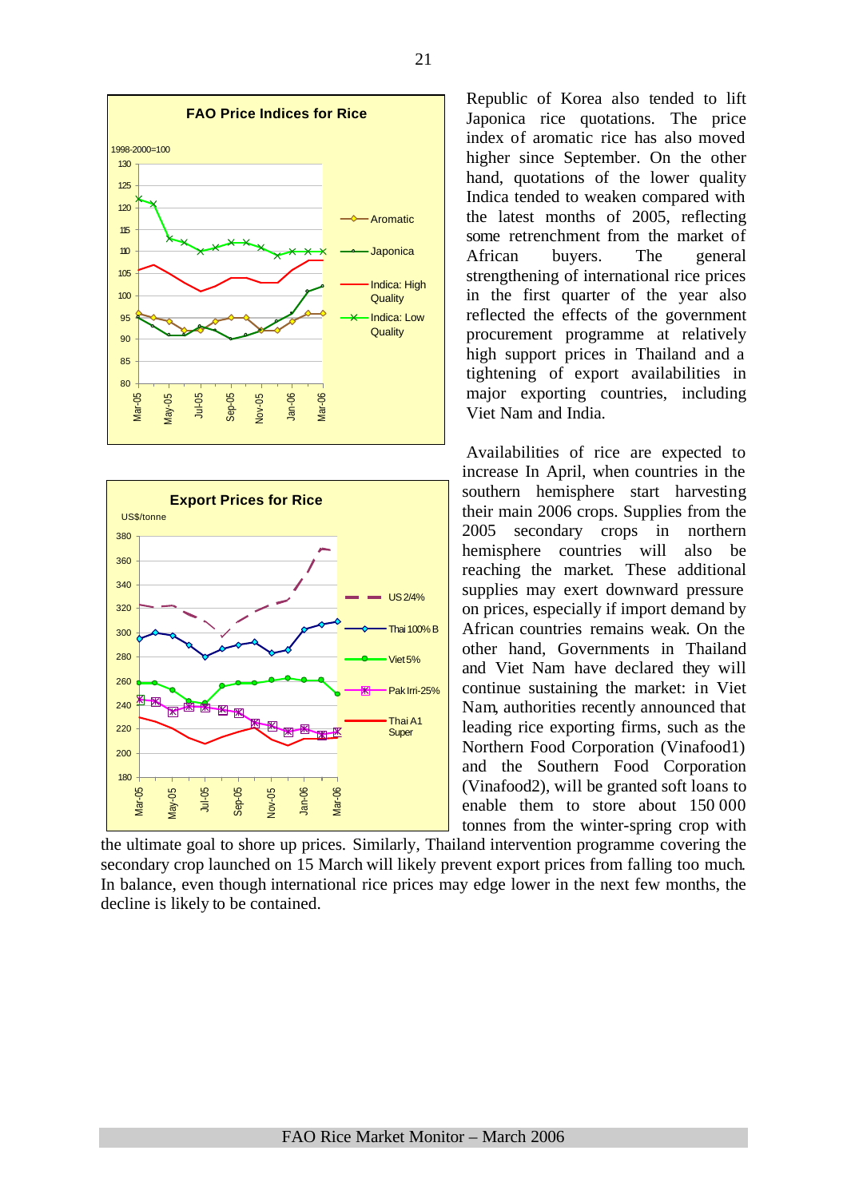**FAO Price Indices for Rice**

1998-2000=100

Aromatic; Japonica; Indica: High Quality; Indica: Low Quality

**Export Prices for Rice**

US$/tonne

US 2/4%; Thai 100% B; Viet 5%; Pak Irri-25%; Thai A1 Super

Republic of Korea also tended to lift Japonica rice quotations. The price index of aromatic rice has also moved higher since September. On the other hand, quotations of the lower quality Indica tended to weaken compared with the latest months of 2005, reflecting some retrenchment from the market of African buyers. The general strengthening of international rice prices in the first quarter of the year also reflected the effects of the government procurement programme at relatively high support prices in Thailand and a tightening of export availabilities in major exporting countries, including Viet Nam and India.

Availabilities of rice are expected to increase In April, when countries in the southern hemisphere start harvesting their main 2006 crops. Supplies from the 2005 secondary crops in northern hemisphere countries will also be reaching the market. These additional supplies may exert downward pressure on prices, especially if import demand by African countries remains weak. On the other hand, Governments in Thailand and Viet Nam have declared they will continue sustaining the market: in Viet Nam, authorities recently announced that leading rice exporting firms, such as the Northern Food Corporation (Vinafood1) and the Southern Food Corporation (Vinafood2), will be granted soft loans to enable them to store about 150 000 tonnes from the winter-spring crop with the ultimate goal to shore up prices. Similarly, Thailand intervention programme covering the secondary crop launched on 15 March will likely prevent export prices from falling too much. In balance, even though international rice prices may edge lower in the next few months, the decline is likely to be contained.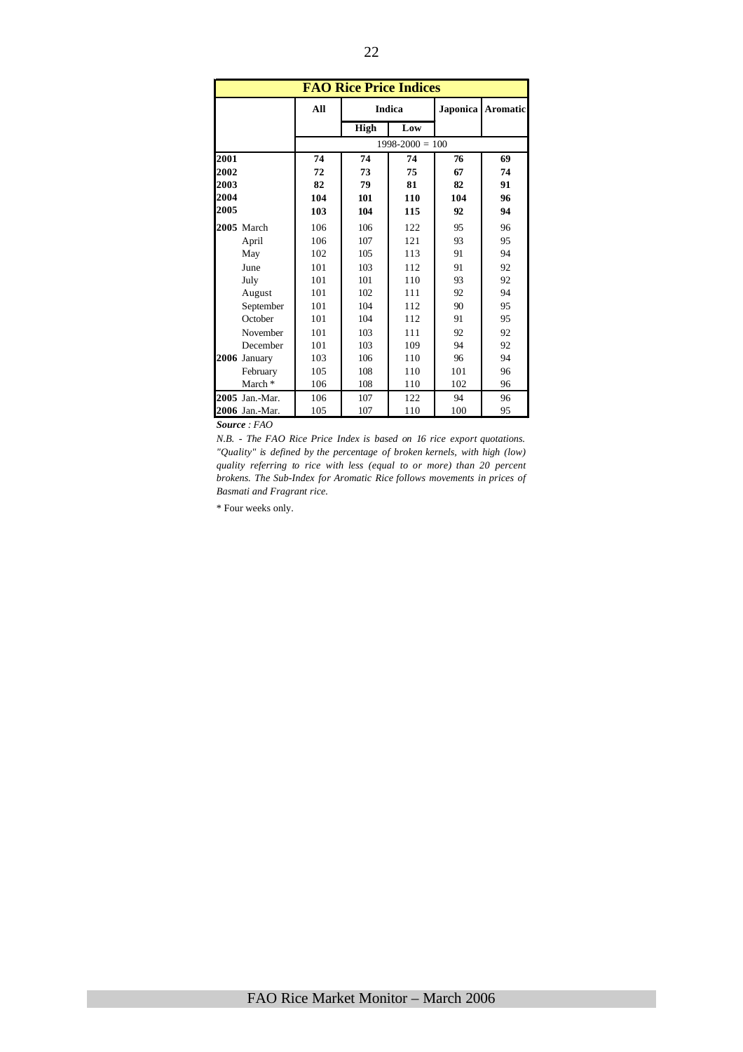## FAO Rice Price Indices

| | All | Indica | | Japonica | Aromatic |
|---|---|---|---|---|---|
| | | High | Low | | |
| | 1998-2000 = 100 | | | | |
| **2001** | **74** | **74** | **74** | **76** | **69** |
| **2002** | **72** | **73** | **75** | **67** | **74** |
| **2003** | **82** | **79** | **81** | **82** | **91** |
| **2004** | **104** | **101** | **110** | **104** | **96** |
| **2005** | **103** | **104** | **115** | **92** | **94** |
| **2005** March | 106 | 106 | 122 | 95 | 96 |
| April | 106 | 107 | 121 | 93 | 95 |
| May | 102 | 105 | 113 | 91 | 94 |
| June | 101 | 103 | 112 | 91 | 92 |
| July | 101 | 101 | 110 | 93 | 92 |
| August | 101 | 102 | 111 | 92 | 94 |
| September | 101 | 104 | 112 | 90 | 95 |
| October | 101 | 104 | 112 | 91 | 95 |
| November | 101 | 103 | 111 | 92 | 92 |
| December | 101 | 103 | 109 | 94 | 92 |
| **2006** January | 103 | 106 | 110 | 96 | 94 |
| February | 105 | 108 | 110 | 101 | 96 |
| March * | 106 | 108 | 110 | 102 | 96 |
| **2005** Jan.-Mar. | 106 | 107 | 122 | 94 | 96 |
| **2006** Jan.-Mar. | 105 | 107 | 110 | 100 | 95 |

***Source*** *: FAO*

*N.B. - The FAO Rice Price Index is based on 16 rice export quotations. "Quality" is defined by the percentage of broken kernels, with high (low) quality referring to rice with less (equal to or more) than 20 percent brokens. The Sub-Index for Aromatic Rice follows movements in prices of Basmati and Fragrant rice.*

* Four weeks only.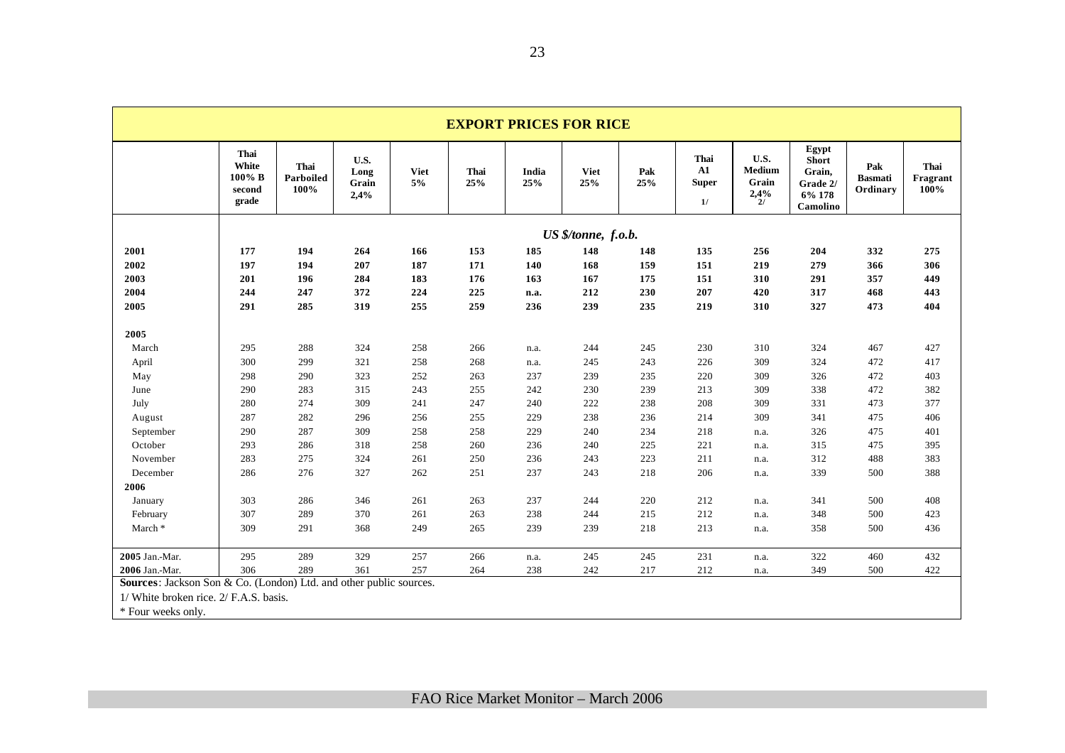# EXPORT PRICES FOR RICE

| | Thai White 100% B second grade | Thai Parboiled 100% | U.S. Long Grain 2,4% | Viet 5% | Thai 25% | India 25% | Viet 25% | Pak 25% | Thai A1 Super 1/ | U.S. Medium Grain 2,4% 2/ | Egypt Short Grain, Grade 2/ 6% 178 Camolino | Pak Basmati Ordinary | Thai Fragrant 100% |
|---|---|---|---|---|---|---|---|---|---|---|---|---|---|
| | *US $/tonne, f.o.b.* | | | | | | | | | | | | |
| **2001** | **177** | **194** | **264** | **166** | **153** | **185** | **148** | **148** | **135** | **256** | **204** | **332** | **275** |
| **2002** | **197** | **194** | **207** | **187** | **171** | **140** | **168** | **159** | **151** | **219** | **279** | **366** | **306** |
| **2003** | **201** | **196** | **284** | **183** | **176** | **163** | **167** | **175** | **151** | **310** | **291** | **357** | **449** |
| **2004** | **244** | **247** | **372** | **224** | **225** | **n.a.** | **212** | **230** | **207** | **420** | **317** | **468** | **443** |
| **2005** | **291** | **285** | **319** | **255** | **259** | **236** | **239** | **235** | **219** | **310** | **327** | **473** | **404** |
| **2005** | | | | | | | | | | | | | |
| March | 295 | 288 | 324 | 258 | 266 | n.a. | 244 | 245 | 230 | 310 | 324 | 467 | 427 |
| April | 300 | 299 | 321 | 258 | 268 | n.a. | 245 | 243 | 226 | 309 | 324 | 472 | 417 |
| May | 298 | 290 | 323 | 252 | 263 | 237 | 239 | 235 | 220 | 309 | 326 | 472 | 403 |
| June | 290 | 283 | 315 | 243 | 255 | 242 | 230 | 239 | 213 | 309 | 338 | 472 | 382 |
| July | 280 | 274 | 309 | 241 | 247 | 240 | 222 | 238 | 208 | 309 | 331 | 473 | 377 |
| August | 287 | 282 | 296 | 256 | 255 | 229 | 238 | 236 | 214 | 309 | 341 | 475 | 406 |
| September | 290 | 287 | 309 | 258 | 258 | 229 | 240 | 234 | 218 | n.a. | 326 | 475 | 401 |
| October | 293 | 286 | 318 | 258 | 260 | 236 | 240 | 225 | 221 | n.a. | 315 | 475 | 395 |
| November | 283 | 275 | 324 | 261 | 250 | 236 | 243 | 223 | 211 | n.a. | 312 | 488 | 383 |
| December | 286 | 276 | 327 | 262 | 251 | 237 | 243 | 218 | 206 | n.a. | 339 | 500 | 388 |
| **2006** | | | | | | | | | | | | | |
| January | 303 | 286 | 346 | 261 | 263 | 237 | 244 | 220 | 212 | n.a. | 341 | 500 | 408 |
| February | 307 | 289 | 370 | 261 | 263 | 238 | 244 | 215 | 212 | n.a. | 348 | 500 | 423 |
| March * | 309 | 291 | 368 | 249 | 265 | 239 | 239 | 218 | 213 | n.a. | 358 | 500 | 436 |
| **2005** Jan.-Mar. | 295 | 289 | 329 | 257 | 266 | n.a. | 245 | 245 | 231 | n.a. | 322 | 460 | 432 |
| **2006** Jan.-Mar. | 306 | 289 | 361 | 257 | 264 | 238 | 242 | 217 | 212 | n.a. | 349 | 500 | 422 |

**Sources**: Jackson Son & Co. (London) Ltd. and other public sources.

1/ White broken rice. 2/ F.A.S. basis.

\* Four weeks only.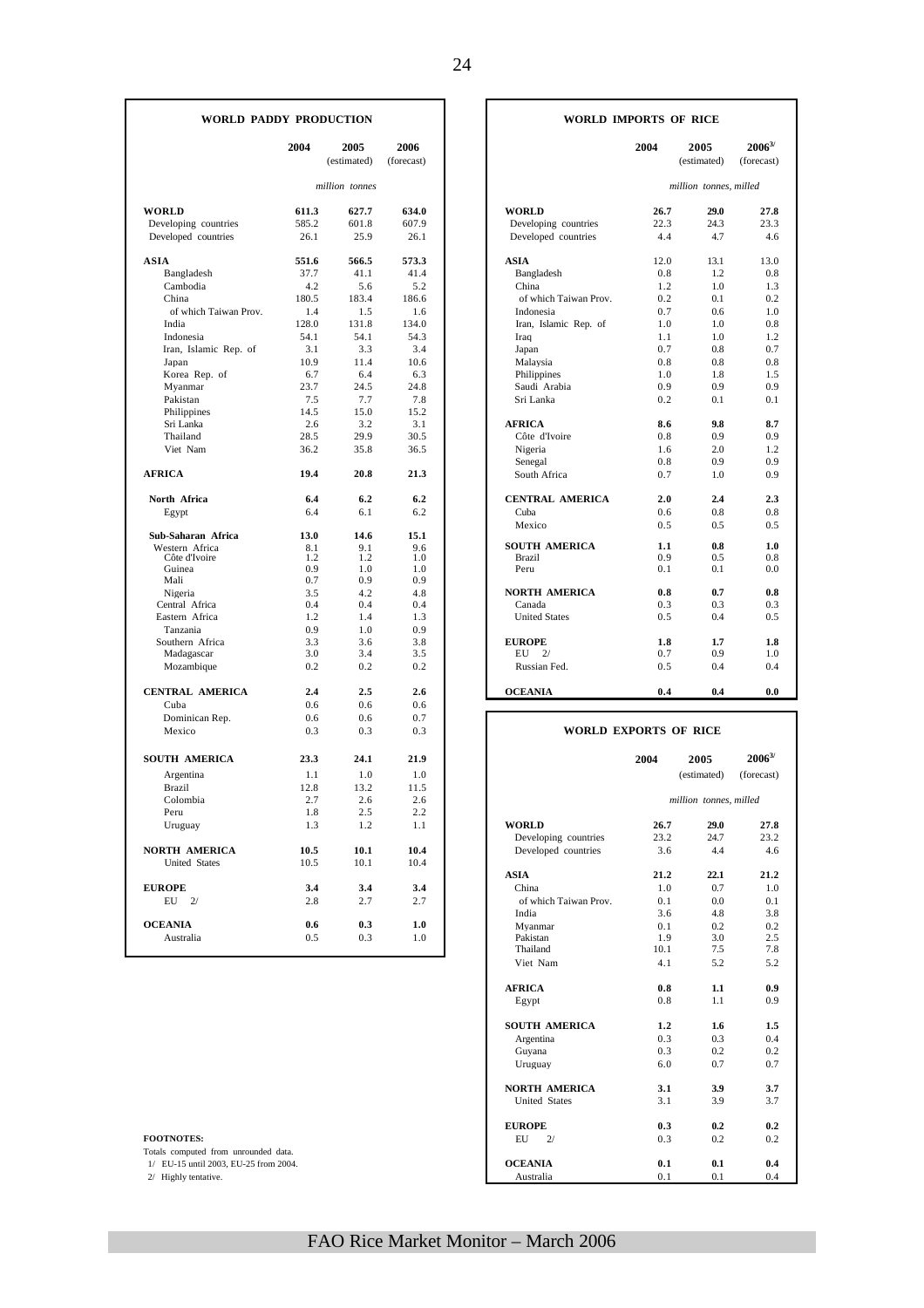## WORLD PADDY PRODUCTION

| | 2004 | 2005 (estimated) | 2006 (forecast) |
|---|---|---|---|
| | | *million tonnes* | |
| **WORLD** | **611.3** | **627.7** | **634.0** |
| Developing countries | 585.2 | 601.8 | 607.9 |
| Developed countries | 26.1 | 25.9 | 26.1 |
| **ASIA** | **551.6** | **566.5** | **573.3** |
| Bangladesh | 37.7 | 41.1 | 41.4 |
| Cambodia | 4.2 | 5.6 | 5.2 |
| China | 180.5 | 183.4 | 186.6 |
| of which Taiwan Prov. | 1.4 | 1.5 | 1.6 |
| India | 128.0 | 131.8 | 134.0 |
| Indonesia | 54.1 | 54.1 | 54.3 |
| Iran, Islamic Rep. of | 3.1 | 3.3 | 3.4 |
| Japan | 10.9 | 11.4 | 10.6 |
| Korea Rep. of | 6.7 | 6.4 | 6.3 |
| Myanmar | 23.7 | 24.5 | 24.8 |
| Pakistan | 7.5 | 7.7 | 7.8 |
| Philippines | 14.5 | 15.0 | 15.2 |
| Sri Lanka | 2.6 | 3.2 | 3.1 |
| Thailand | 28.5 | 29.9 | 30.5 |
| Viet Nam | 36.2 | 35.8 | 36.5 |
| **AFRICA** | **19.4** | **20.8** | **21.3** |
| **North Africa** | **6.4** | **6.2** | **6.2** |
| Egypt | 6.4 | 6.1 | 6.2 |
| **Sub-Saharan Africa** | **13.0** | **14.6** | **15.1** |
| Western Africa | 8.1 | 9.1 | 9.6 |
| Côte d'Ivoire | 1.2 | 1.2 | 1.0 |
| Guinea | 0.9 | 1.0 | 1.0 |
| Mali | 0.7 | 0.9 | 0.9 |
| Nigeria | 3.5 | 4.2 | 4.8 |
| Central Africa | 0.4 | 0.4 | 0.4 |
| Eastern Africa | 1.2 | 1.4 | 1.3 |
| Tanzania | 0.9 | 1.0 | 0.9 |
| Southern Africa | 3.3 | 3.6 | 3.8 |
| Madagascar | 3.0 | 3.4 | 3.5 |
| Mozambique | 0.2 | 0.2 | 0.2 |
| **CENTRAL AMERICA** | **2.4** | **2.5** | **2.6** |
| Cuba | 0.6 | 0.6 | 0.6 |
| Dominican Rep. | 0.6 | 0.6 | 0.7 |
| Mexico | 0.3 | 0.3 | 0.3 |
| **SOUTH AMERICA** | **23.3** | **24.1** | **21.9** |
| Argentina | 1.1 | 1.0 | 1.0 |
| Brazil | 12.8 | 13.2 | 11.5 |
| Colombia | 2.7 | 2.6 | 2.6 |
| Peru | 1.8 | 2.5 | 2.2 |
| Uruguay | 1.3 | 1.2 | 1.1 |
| **NORTH AMERICA** | **10.5** | **10.1** | **10.4** |
| United States | 10.5 | 10.1 | 10.4 |
| **EUROPE** | **3.4** | **3.4** | **3.4** |
| EU 2/ | 2.8 | 2.7 | 2.7 |
| **OCEANIA** | **0.6** | **0.3** | **1.0** |
| Australia | 0.5 | 0.3 | 1.0 |

## WORLD IMPORTS OF RICE

| | 2004 | 2005 (estimated) | 2006[3/] (forecast) |
|---|---|---|---|
| | | *million tonnes, milled* | |
| **WORLD** | **26.7** | **29.0** | **27.8** |
| Developing countries | 22.3 | 24.3 | 23.3 |
| Developed countries | 4.4 | 4.7 | 4.6 |
| **ASIA** | 12.0 | 13.1 | 13.0 |
| Bangladesh | 0.8 | 1.2 | 0.8 |
| China | 1.2 | 1.0 | 1.3 |
| of which Taiwan Prov. | 0.2 | 0.1 | 0.2 |
| Indonesia | 0.7 | 0.6 | 1.0 |
| Iran, Islamic Rep. of | 1.0 | 1.0 | 0.8 |
| Iraq | 1.1 | 1.0 | 1.2 |
| Japan | 0.7 | 0.8 | 0.7 |
| Malaysia | 0.8 | 0.8 | 0.8 |
| Philippines | 1.0 | 1.8 | 1.5 |
| Saudi Arabia | 0.9 | 0.9 | 0.9 |
| Sri Lanka | 0.2 | 0.1 | 0.1 |
| **AFRICA** | **8.6** | **9.8** | **8.7** |
| Côte d'Ivoire | 0.8 | 0.9 | 0.9 |
| Nigeria | 1.6 | 2.0 | 1.2 |
| Senegal | 0.8 | 0.9 | 0.9 |
| South Africa | 0.7 | 1.0 | 0.9 |
| **CENTRAL AMERICA** | **2.0** | **2.4** | **2.3** |
| Cuba | 0.6 | 0.8 | 0.8 |
| Mexico | 0.5 | 0.5 | 0.5 |
| **SOUTH AMERICA** | **1.1** | **0.8** | **1.0** |
| Brazil | 0.9 | 0.5 | 0.8 |
| Peru | 0.1 | 0.1 | 0.0 |
| **NORTH AMERICA** | **0.8** | **0.7** | **0.8** |
| Canada | 0.3 | 0.3 | 0.3 |
| United States | 0.5 | 0.4 | 0.5 |
| **EUROPE** | **1.8** | **1.7** | **1.8** |
| EU 2/ | 0.7 | 0.9 | 1.0 |
| Russian Fed. | 0.5 | 0.4 | 0.4 |
| **OCEANIA** | **0.4** | **0.4** | **0.0** |

## WORLD EXPORTS OF RICE

| | 2004 | 2005 (estimated) | 2006[3/] (forecast) |
|---|---|---|---|
| | | *million tonnes, milled* | |
| **WORLD** | **26.7** | **29.0** | **27.8** |
| Developing countries | 23.2 | 24.7 | 23.2 |
| Developed countries | 3.6 | 4.4 | 4.6 |
| **ASIA** | **21.2** | **22.1** | **21.2** |
| China | 1.0 | 0.7 | 1.0 |
| of which Taiwan Prov. | 0.1 | 0.0 | 0.1 |
| India | 3.6 | 4.8 | 3.8 |
| Myanmar | 0.1 | 0.2 | 0.2 |
| Pakistan | 1.9 | 3.0 | 2.5 |
| Thailand | 10.1 | 7.5 | 7.8 |
| Viet Nam | 4.1 | 5.2 | 5.2 |
| **AFRICA** | **0.8** | **1.1** | **0.9** |
| Egypt | 0.8 | 1.1 | 0.9 |
| **SOUTH AMERICA** | **1.2** | **1.6** | **1.5** |
| Argentina | 0.3 | 0.3 | 0.4 |
| Guyana | 0.3 | 0.2 | 0.2 |
| Uruguay | 6.0 | 0.7 | 0.7 |
| **NORTH AMERICA** | **3.1** | **3.9** | **3.7** |
| United States | 3.1 | 3.9 | 3.7 |
| **EUROPE** | **0.3** | **0.2** | **0.2** |
| EU 2/ | 0.3 | 0.2 | 0.2 |
| **OCEANIA** | **0.1** | **0.1** | **0.4** |
| Australia | 0.1 | 0.1 | 0.4 |

**FOOTNOTES:**

Totals computed from unrounded data.

1/ EU-15 until 2003, EU-25 from 2004.

2/ Highly tentative.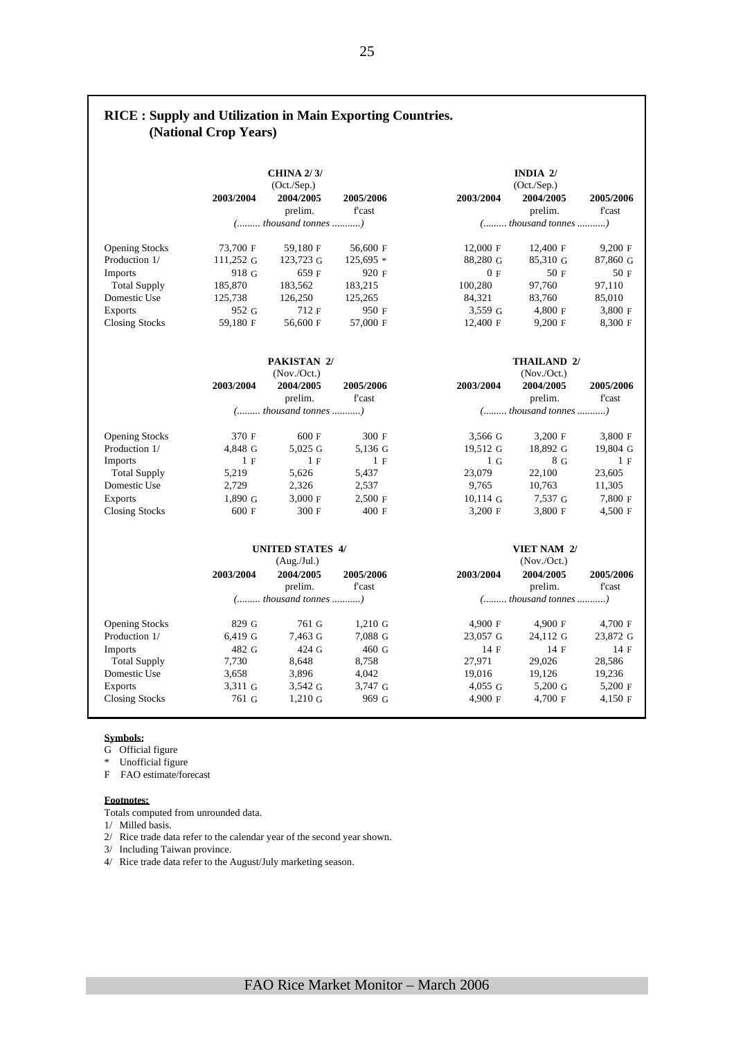## RICE : Supply and Utilization in Main Exporting Countries. (National Crop Years)

| | CHINA 2/ 3/ (Oct./Sep.) | | | INDIA 2/ (Oct./Sep.) | | |
|---|---|---|---|---|---|---|
| | 2003/2004 | 2004/2005 prelim. | 2005/2006 f'cast | 2003/2004 | 2004/2005 prelim. | 2005/2006 f'cast |
| | (......... thousand tonnes ...........) | | | (......... thousand tonnes ...........) | | |
| Opening Stocks | 73,700 F | 59,180 F | 56,600 F | 12,000 F | 12,400 F | 9,200 F |
| Production 1/ | 111,252 G | 123,723 G | 125,695 * | 88,280 G | 85,310 G | 87,860 G |
| Imports | 918 G | 659 F | 920 F | 0 F | 50 F | 50 F |
| Total Supply | 185,870 | 183,562 | 183,215 | 100,280 | 97,760 | 97,110 |
| Domestic Use | 125,738 | 126,250 | 125,265 | 84,321 | 83,760 | 85,010 |
| Exports | 952 G | 712 F | 950 F | 3,559 G | 4,800 F | 3,800 F |
| Closing Stocks | 59,180 F | 56,600 F | 57,000 F | 12,400 F | 9,200 F | 8,300 F |

| | PAKISTAN 2/ (Nov./Oct.) | | | THAILAND 2/ (Nov./Oct.) | | |
|---|---|---|---|---|---|---|
| | 2003/2004 | 2004/2005 prelim. | 2005/2006 f'cast | 2003/2004 | 2004/2005 prelim. | 2005/2006 f'cast |
| | (......... thousand tonnes ...........) | | | (......... thousand tonnes ...........) | | |
| Opening Stocks | 370 F | 600 F | 300 F | 3,566 G | 3,200 F | 3,800 F |
| Production 1/ | 4,848 G | 5,025 G | 5,136 G | 19,512 G | 18,892 G | 19,804 G |
| Imports | 1 F | 1 F | 1 F | 1 G | 8 G | 1 F |
| Total Supply | 5,219 | 5,626 | 5,437 | 23,079 | 22,100 | 23,605 |
| Domestic Use | 2,729 | 2,326 | 2,537 | 9,765 | 10,763 | 11,305 |
| Exports | 1,890 G | 3,000 F | 2,500 F | 10,114 G | 7,537 G | 7,800 F |
| Closing Stocks | 600 F | 300 F | 400 F | 3,200 F | 3,800 F | 4,500 F |

| | UNITED STATES 4/ (Aug./Jul.) | | | VIET NAM 2/ (Nov./Oct.) | | |
|---|---|---|---|---|---|---|
| | 2003/2004 | 2004/2005 prelim. | 2005/2006 f'cast | 2003/2004 | 2004/2005 prelim. | 2005/2006 f'cast |
| | (......... thousand tonnes ...........) | | | (......... thousand tonnes ...........) | | |
| Opening Stocks | 829 G | 761 G | 1,210 G | 4,900 F | 4,900 F | 4,700 F |
| Production 1/ | 6,419 G | 7,463 G | 7,088 G | 23,057 G | 24,112 G | 23,872 G |
| Imports | 482 G | 424 G | 460 G | 14 F | 14 F | 14 F |
| Total Supply | 7,730 | 8,648 | 8,758 | 27,971 | 29,026 | 28,586 |
| Domestic Use | 3,658 | 3,896 | 4,042 | 19,016 | 19,126 | 19,236 |
| Exports | 3,311 G | 3,542 G | 3,747 G | 4,055 G | 5,200 G | 5,200 F |
| Closing Stocks | 761 G | 1,210 G | 969 G | 4,900 F | 4,700 F | 4,150 F |

**Symbols:**

G Official figure
* Unofficial figure
F FAO estimate/forecast

**Footnotes:**

Totals computed from unrounded data.
1/ Milled basis.
2/ Rice trade data refer to the calendar year of the second year shown.
3/ Including Taiwan province.
4/ Rice trade data refer to the August/July marketing season.